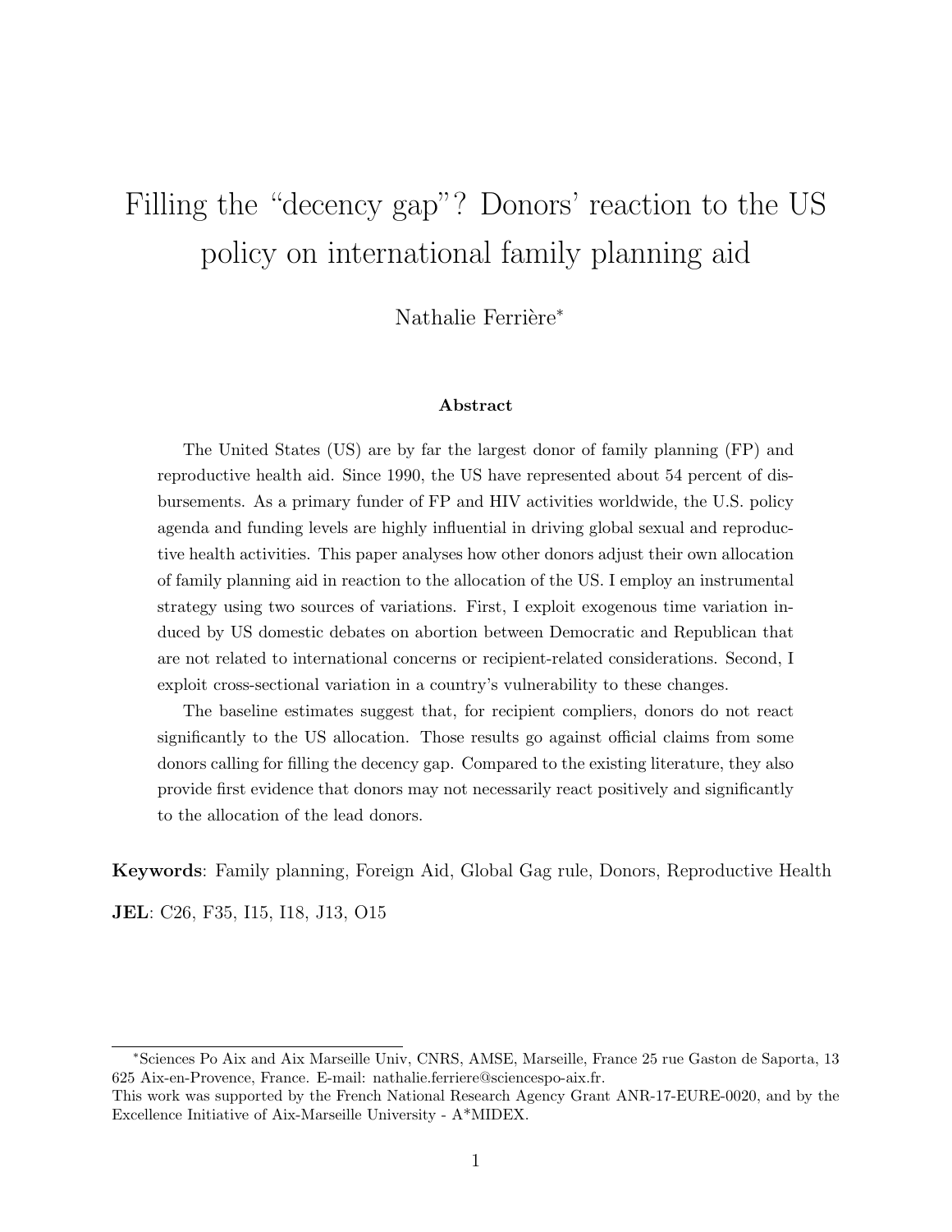# Filling the "decency gap"? Donors' reaction to the US policy on international family planning aid

Nathalie Ferrière*

### Abstract

The United States (US) are by far the largest donor of family planning (FP) and reproductive health aid. Since 1990, the US have represented about 54 percent of disbursements. As a primary funder of FP and HIV activities worldwide, the U.S. policy agenda and funding levels are highly influential in driving global sexual and reproductive health activities. This paper analyses how other donors adjust their own allocation of family planning aid in reaction to the allocation of the US. I employ an instrumental strategy using two sources of variations. First, I exploit exogenous time variation induced by US domestic debates on abortion between Democratic and Republican that are not related to international concerns or recipient-related considerations. Second, I exploit cross-sectional variation in a country's vulnerability to these changes.

The baseline estimates suggest that, for recipient compliers, donors do not react significantly to the US allocation. Those results go against official claims from some donors calling for filling the decency gap. Compared to the existing literature, they also provide first evidence that donors may not necessarily react positively and significantly to the allocation of the lead donors.

**Keywords**: Family planning, Foreign Aid, Global Gag rule, Donors, Reproductive Health

**JEL**: C26, F35, I15, I18, J13, O15

---

*Sciences Po Aix and Aix Marseille Univ, CNRS, AMSE, Marseille, France 25 rue Gaston de Saporta, 13 625 Aix-en-Provence, France. E-mail: nathalie.ferriere@sciencespo-aix.fr.
This work was supported by the French National Research Agency Grant ANR-17-EURE-0020, and by the Excellence Initiative of Aix-Marseille University - A*MIDEX.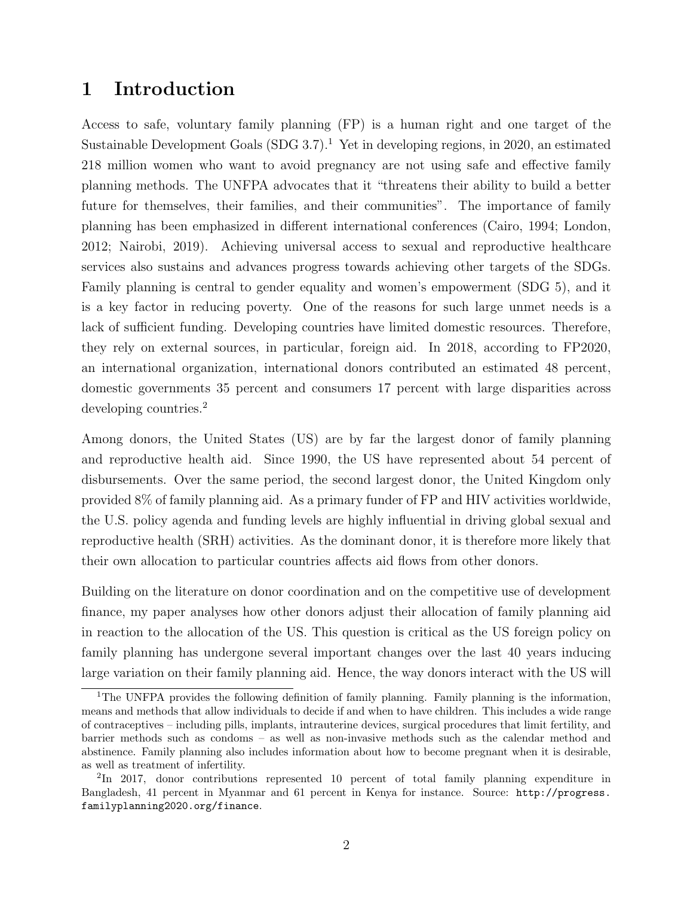# 1 Introduction

Access to safe, voluntary family planning (FP) is a human right and one target of the Sustainable Development Goals (SDG 3.7).[1] Yet in developing regions, in 2020, an estimated 218 million women who want to avoid pregnancy are not using safe and effective family planning methods. The UNFPA advocates that it "threatens their ability to build a better future for themselves, their families, and their communities". The importance of family planning has been emphasized in different international conferences (Cairo, 1994; London, 2012; Nairobi, 2019). Achieving universal access to sexual and reproductive healthcare services also sustains and advances progress towards achieving other targets of the SDGs. Family planning is central to gender equality and women's empowerment (SDG 5), and it is a key factor in reducing poverty. One of the reasons for such large unmet needs is a lack of sufficient funding. Developing countries have limited domestic resources. Therefore, they rely on external sources, in particular, foreign aid. In 2018, according to FP2020, an international organization, international donors contributed an estimated 48 percent, domestic governments 35 percent and consumers 17 percent with large disparities across developing countries.[2]

Among donors, the United States (US) are by far the largest donor of family planning and reproductive health aid. Since 1990, the US have represented about 54 percent of disbursements. Over the same period, the second largest donor, the United Kingdom only provided 8% of family planning aid. As a primary funder of FP and HIV activities worldwide, the U.S. policy agenda and funding levels are highly influential in driving global sexual and reproductive health (SRH) activities. As the dominant donor, it is therefore more likely that their own allocation to particular countries affects aid flows from other donors.

Building on the literature on donor coordination and on the competitive use of development finance, my paper analyses how other donors adjust their allocation of family planning aid in reaction to the allocation of the US. This question is critical as the US foreign policy on family planning has undergone several important changes over the last 40 years inducing large variation on their family planning aid. Hence, the way donors interact with the US will

[1] The UNFPA provides the following definition of family planning. Family planning is the information, means and methods that allow individuals to decide if and when to have children. This includes a wide range of contraceptives – including pills, implants, intrauterine devices, surgical procedures that limit fertility, and barrier methods such as condoms – as well as non-invasive methods such as the calendar method and abstinence. Family planning also includes information about how to become pregnant when it is desirable, as well as treatment of infertility.

[2] In 2017, donor contributions represented 10 percent of total family planning expenditure in Bangladesh, 41 percent in Myanmar and 61 percent in Kenya for instance. Source: http://progress.familyplanning2020.org/finance.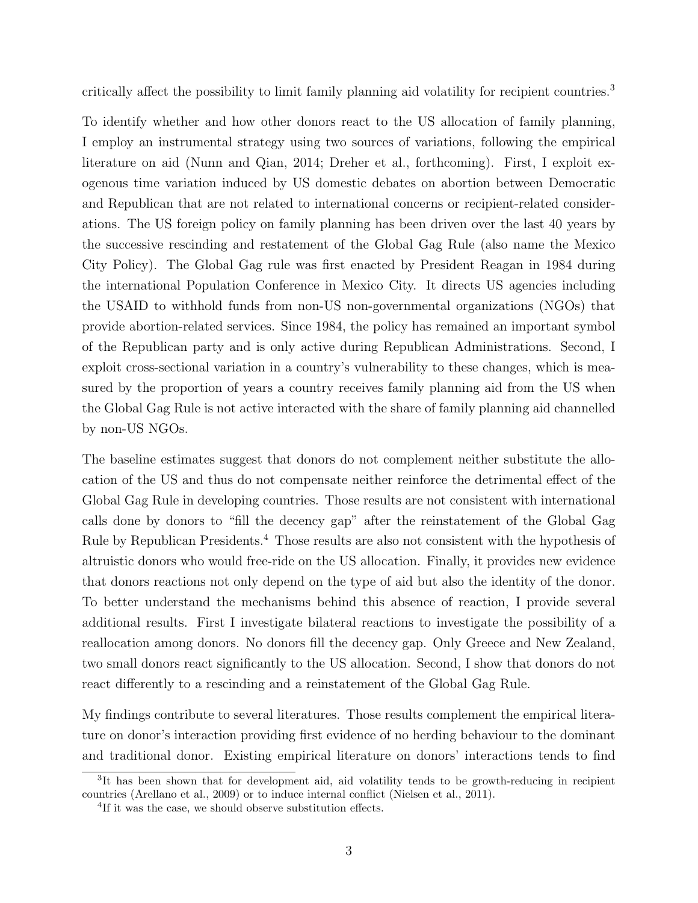critically affect the possibility to limit family planning aid volatility for recipient countries.[3]

To identify whether and how other donors react to the US allocation of family planning, I employ an instrumental strategy using two sources of variations, following the empirical literature on aid (Nunn and Qian, 2014; Dreher et al., forthcoming). First, I exploit exogenous time variation induced by US domestic debates on abortion between Democratic and Republican that are not related to international concerns or recipient-related considerations. The US foreign policy on family planning has been driven over the last 40 years by the successive rescinding and restatement of the Global Gag Rule (also name the Mexico City Policy). The Global Gag rule was first enacted by President Reagan in 1984 during the international Population Conference in Mexico City. It directs US agencies including the USAID to withhold funds from non-US non-governmental organizations (NGOs) that provide abortion-related services. Since 1984, the policy has remained an important symbol of the Republican party and is only active during Republican Administrations. Second, I exploit cross-sectional variation in a country's vulnerability to these changes, which is measured by the proportion of years a country receives family planning aid from the US when the Global Gag Rule is not active interacted with the share of family planning aid channelled by non-US NGOs.

The baseline estimates suggest that donors do not complement neither substitute the allocation of the US and thus do not compensate neither reinforce the detrimental effect of the Global Gag Rule in developing countries. Those results are not consistent with international calls done by donors to "fill the decency gap" after the reinstatement of the Global Gag Rule by Republican Presidents.[4] Those results are also not consistent with the hypothesis of altruistic donors who would free-ride on the US allocation. Finally, it provides new evidence that donors reactions not only depend on the type of aid but also the identity of the donor. To better understand the mechanisms behind this absence of reaction, I provide several additional results. First I investigate bilateral reactions to investigate the possibility of a reallocation among donors. No donors fill the decency gap. Only Greece and New Zealand, two small donors react significantly to the US allocation. Second, I show that donors do not react differently to a rescinding and a reinstatement of the Global Gag Rule.

My findings contribute to several literatures. Those results complement the empirical literature on donor's interaction providing first evidence of no herding behaviour to the dominant and traditional donor. Existing empirical literature on donors' interactions tends to find

[3]It has been shown that for development aid, aid volatility tends to be growth-reducing in recipient countries (Arellano et al., 2009) or to induce internal conflict (Nielsen et al., 2011).

[4]If it was the case, we should observe substitution effects.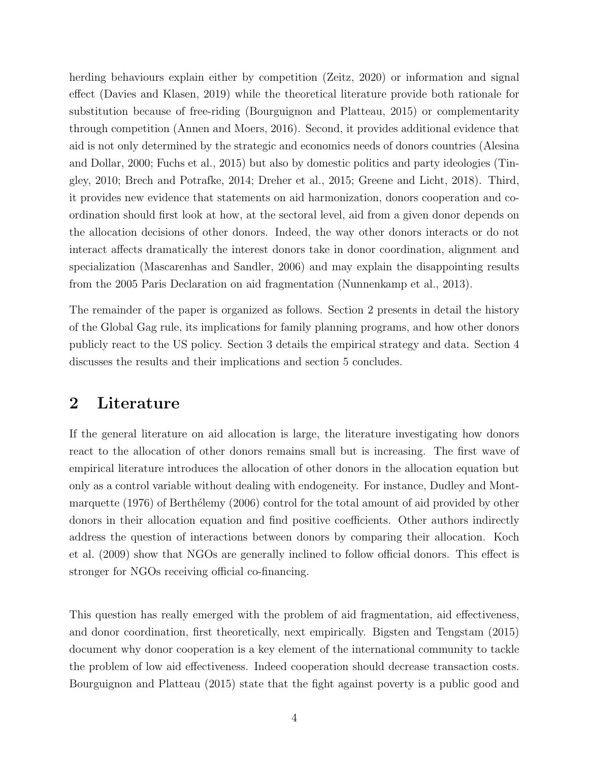herding behaviours explain either by competition (Zeitz, 2020) or information and signal effect (Davies and Klasen, 2019) while the theoretical literature provide both rationale for substitution because of free-riding (Bourguignon and Platteau, 2015) or complementarity through competition (Annen and Moers, 2016). Second, it provides additional evidence that aid is not only determined by the strategic and economics needs of donors countries (Alesina and Dollar, 2000; Fuchs et al., 2015) but also by domestic politics and party ideologies (Tingley, 2010; Brech and Potrafke, 2014; Dreher et al., 2015; Greene and Licht, 2018). Third, it provides new evidence that statements on aid harmonization, donors cooperation and co-ordination should first look at how, at the sectoral level, aid from a given donor depends on the allocation decisions of other donors. Indeed, the way other donors interacts or do not interact affects dramatically the interest donors take in donor coordination, alignment and specialization (Mascarenhas and Sandler, 2006) and may explain the disappointing results from the 2005 Paris Declaration on aid fragmentation (Nunnenkamp et al., 2013).

The remainder of the paper is organized as follows. Section 2 presents in detail the history of the Global Gag rule, its implications for family planning programs, and how other donors publicly react to the US policy. Section 3 details the empirical strategy and data. Section 4 discusses the results and their implications and section 5 concludes.

## 2 Literature

If the general literature on aid allocation is large, the literature investigating how donors react to the allocation of other donors remains small but is increasing. The first wave of empirical literature introduces the allocation of other donors in the allocation equation but only as a control variable without dealing with endogeneity. For instance, Dudley and Montmarquette (1976) of Berthélemy (2006) control for the total amount of aid provided by other donors in their allocation equation and find positive coefficients. Other authors indirectly address the question of interactions between donors by comparing their allocation. Koch et al. (2009) show that NGOs are generally inclined to follow official donors. This effect is stronger for NGOs receiving official co-financing.

This question has really emerged with the problem of aid fragmentation, aid effectiveness, and donor coordination, first theoretically, next empirically. Bigsten and Tengstam (2015) document why donor cooperation is a key element of the international community to tackle the problem of low aid effectiveness. Indeed cooperation should decrease transaction costs. Bourguignon and Platteau (2015) state that the fight against poverty is a public good and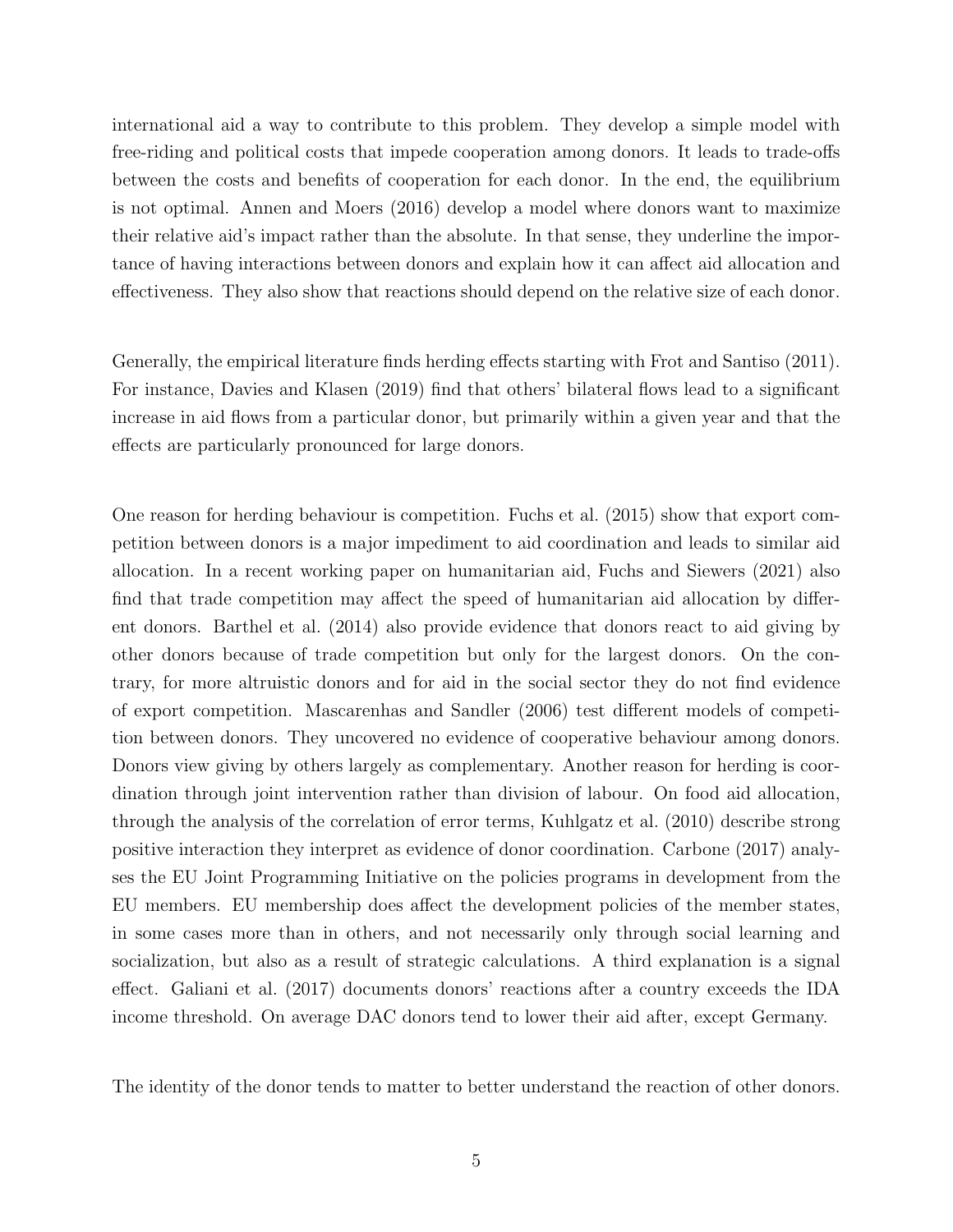international aid a way to contribute to this problem. They develop a simple model with free-riding and political costs that impede cooperation among donors. It leads to trade-offs between the costs and benefits of cooperation for each donor. In the end, the equilibrium is not optimal. Annen and Moers (2016) develop a model where donors want to maximize their relative aid's impact rather than the absolute. In that sense, they underline the importance of having interactions between donors and explain how it can affect aid allocation and effectiveness. They also show that reactions should depend on the relative size of each donor.

Generally, the empirical literature finds herding effects starting with Frot and Santiso (2011). For instance, Davies and Klasen (2019) find that others' bilateral flows lead to a significant increase in aid flows from a particular donor, but primarily within a given year and that the effects are particularly pronounced for large donors.

One reason for herding behaviour is competition. Fuchs et al. (2015) show that export competition between donors is a major impediment to aid coordination and leads to similar aid allocation. In a recent working paper on humanitarian aid, Fuchs and Siewers (2021) also find that trade competition may affect the speed of humanitarian aid allocation by different donors. Barthel et al. (2014) also provide evidence that donors react to aid giving by other donors because of trade competition but only for the largest donors. On the contrary, for more altruistic donors and for aid in the social sector they do not find evidence of export competition. Mascarenhas and Sandler (2006) test different models of competition between donors. They uncovered no evidence of cooperative behaviour among donors. Donors view giving by others largely as complementary. Another reason for herding is coordination through joint intervention rather than division of labour. On food aid allocation, through the analysis of the correlation of error terms, Kuhlgatz et al. (2010) describe strong positive interaction they interpret as evidence of donor coordination. Carbone (2017) analyses the EU Joint Programming Initiative on the policies programs in development from the EU members. EU membership does affect the development policies of the member states, in some cases more than in others, and not necessarily only through social learning and socialization, but also as a result of strategic calculations. A third explanation is a signal effect. Galiani et al. (2017) documents donors' reactions after a country exceeds the IDA income threshold. On average DAC donors tend to lower their aid after, except Germany.

The identity of the donor tends to matter to better understand the reaction of other donors.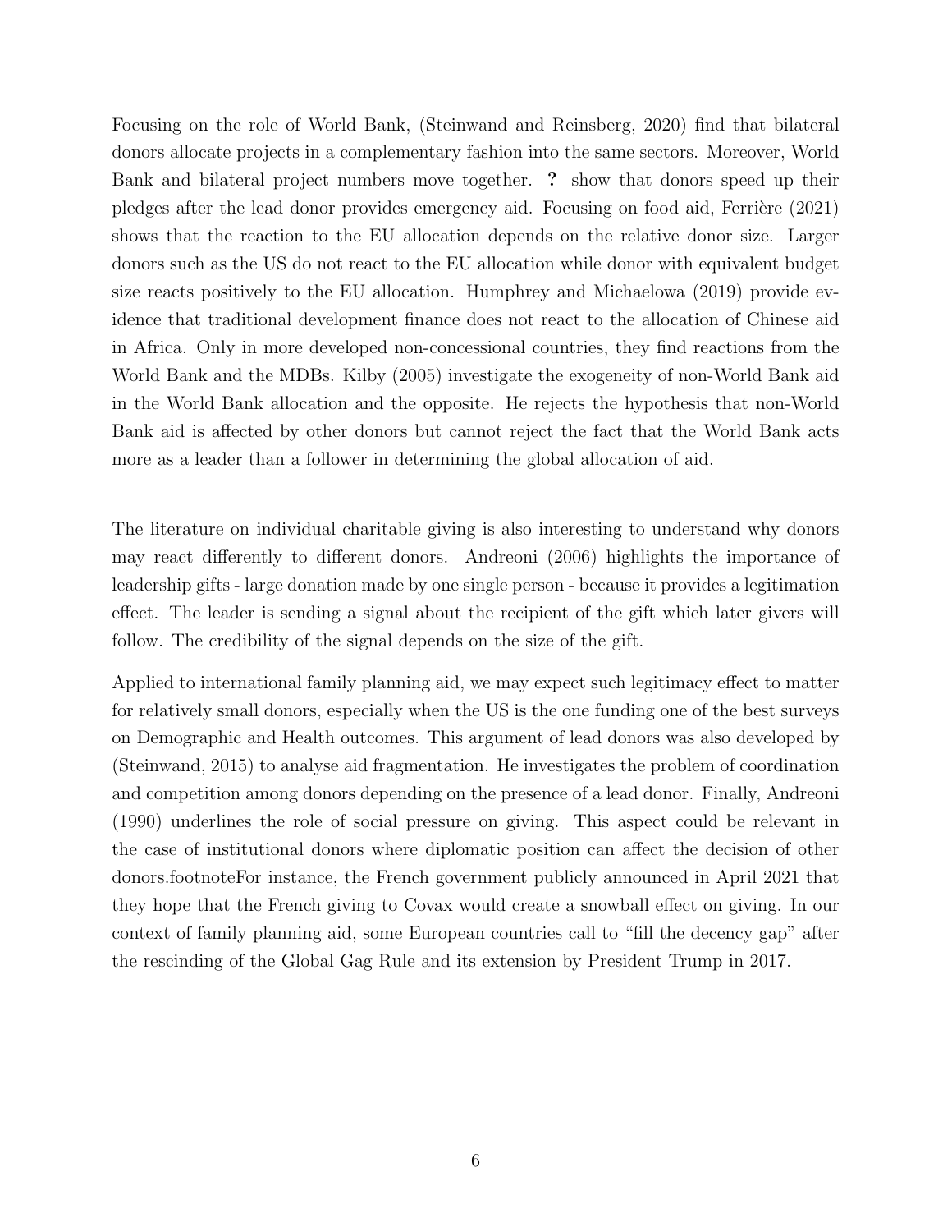Focusing on the role of World Bank, (Steinwand and Reinsberg, 2020) find that bilateral donors allocate projects in a complementary fashion into the same sectors. Moreover, World Bank and bilateral project numbers move together. **?** show that donors speed up their pledges after the lead donor provides emergency aid. Focusing on food aid, Ferrière (2021) shows that the reaction to the EU allocation depends on the relative donor size. Larger donors such as the US do not react to the EU allocation while donor with equivalent budget size reacts positively to the EU allocation. Humphrey and Michaelowa (2019) provide evidence that traditional development finance does not react to the allocation of Chinese aid in Africa. Only in more developed non-concessional countries, they find reactions from the World Bank and the MDBs. Kilby (2005) investigate the exogeneity of non-World Bank aid in the World Bank allocation and the opposite. He rejects the hypothesis that non-World Bank aid is affected by other donors but cannot reject the fact that the World Bank acts more as a leader than a follower in determining the global allocation of aid.

The literature on individual charitable giving is also interesting to understand why donors may react differently to different donors. Andreoni (2006) highlights the importance of leadership gifts - large donation made by one single person - because it provides a legitimation effect. The leader is sending a signal about the recipient of the gift which later givers will follow. The credibility of the signal depends on the size of the gift.

Applied to international family planning aid, we may expect such legitimacy effect to matter for relatively small donors, especially when the US is the one funding one of the best surveys on Demographic and Health outcomes. This argument of lead donors was also developed by (Steinwand, 2015) to analyse aid fragmentation. He investigates the problem of coordination and competition among donors depending on the presence of a lead donor. Finally, Andreoni (1990) underlines the role of social pressure on giving. This aspect could be relevant in the case of institutional donors where diplomatic position can affect the decision of other donors.footnoteFor instance, the French government publicly announced in April 2021 that they hope that the French giving to Covax would create a snowball effect on giving. In our context of family planning aid, some European countries call to "fill the decency gap" after the rescinding of the Global Gag Rule and its extension by President Trump in 2017.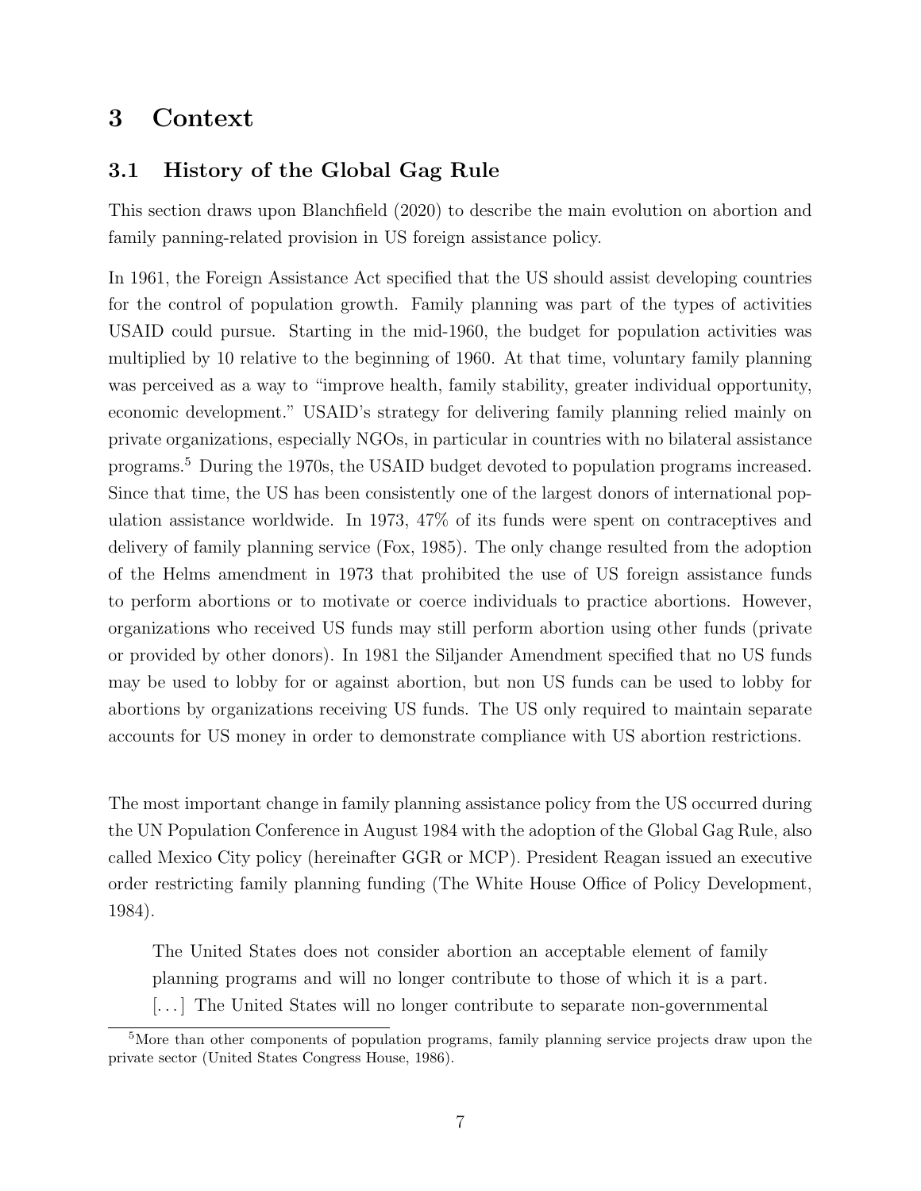# 3 Context

## 3.1 History of the Global Gag Rule

This section draws upon Blanchfield (2020) to describe the main evolution on abortion and family panning-related provision in US foreign assistance policy.

In 1961, the Foreign Assistance Act specified that the US should assist developing countries for the control of population growth. Family planning was part of the types of activities USAID could pursue. Starting in the mid-1960, the budget for population activities was multiplied by 10 relative to the beginning of 1960. At that time, voluntary family planning was perceived as a way to "improve health, family stability, greater individual opportunity, economic development." USAID's strategy for delivering family planning relied mainly on private organizations, especially NGOs, in particular in countries with no bilateral assistance programs.[5] During the 1970s, the USAID budget devoted to population programs increased. Since that time, the US has been consistently one of the largest donors of international population assistance worldwide. In 1973, 47% of its funds were spent on contraceptives and delivery of family planning service (Fox, 1985). The only change resulted from the adoption of the Helms amendment in 1973 that prohibited the use of US foreign assistance funds to perform abortions or to motivate or coerce individuals to practice abortions. However, organizations who received US funds may still perform abortion using other funds (private or provided by other donors). In 1981 the Siljander Amendment specified that no US funds may be used to lobby for or against abortion, but non US funds can be used to lobby for abortions by organizations receiving US funds. The US only required to maintain separate accounts for US money in order to demonstrate compliance with US abortion restrictions.

The most important change in family planning assistance policy from the US occurred during the UN Population Conference in August 1984 with the adoption of the Global Gag Rule, also called Mexico City policy (hereinafter GGR or MCP). President Reagan issued an executive order restricting family planning funding (The White House Office of Policy Development, 1984).

> The United States does not consider abortion an acceptable element of family planning programs and will no longer contribute to those of which it is a part. [...] The United States will no longer contribute to separate non-governmental

[5] More than other components of population programs, family planning service projects draw upon the private sector (United States Congress House, 1986).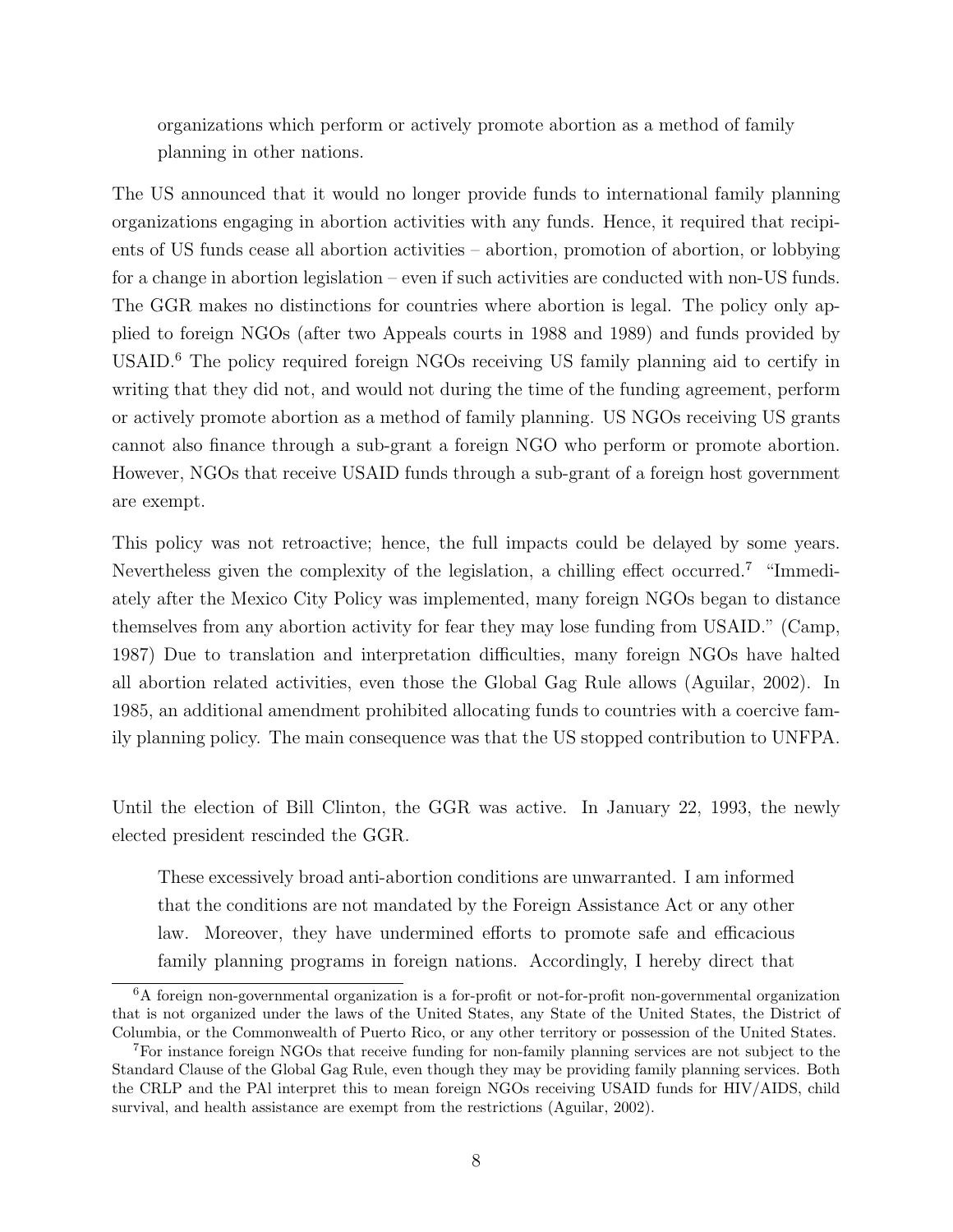> organizations which perform or actively promote abortion as a method of family planning in other nations.

The US announced that it would no longer provide funds to international family planning organizations engaging in abortion activities with any funds. Hence, it required that recipients of US funds cease all abortion activities – abortion, promotion of abortion, or lobbying for a change in abortion legislation – even if such activities are conducted with non-US funds. The GGR makes no distinctions for countries where abortion is legal. The policy only applied to foreign NGOs (after two Appeals courts in 1988 and 1989) and funds provided by USAID.[6] The policy required foreign NGOs receiving US family planning aid to certify in writing that they did not, and would not during the time of the funding agreement, perform or actively promote abortion as a method of family planning. US NGOs receiving US grants cannot also finance through a sub-grant a foreign NGO who perform or promote abortion. However, NGOs that receive USAID funds through a sub-grant of a foreign host government are exempt.

This policy was not retroactive; hence, the full impacts could be delayed by some years. Nevertheless given the complexity of the legislation, a chilling effect occurred.[7] "Immediately after the Mexico City Policy was implemented, many foreign NGOs began to distance themselves from any abortion activity for fear they may lose funding from USAID." (Camp, 1987) Due to translation and interpretation difficulties, many foreign NGOs have halted all abortion related activities, even those the Global Gag Rule allows (Aguilar, 2002). In 1985, an additional amendment prohibited allocating funds to countries with a coercive family planning policy. The main consequence was that the US stopped contribution to UNFPA.

Until the election of Bill Clinton, the GGR was active. In January 22, 1993, the newly elected president rescinded the GGR.

> These excessively broad anti-abortion conditions are unwarranted. I am informed that the conditions are not mandated by the Foreign Assistance Act or any other law. Moreover, they have undermined efforts to promote safe and efficacious family planning programs in foreign nations. Accordingly, I hereby direct that

[6] A foreign non-governmental organization is a for-profit or not-for-profit non-governmental organization that is not organized under the laws of the United States, any State of the United States, the District of Columbia, or the Commonwealth of Puerto Rico, or any other territory or possession of the United States.

[7] For instance foreign NGOs that receive funding for non-family planning services are not subject to the Standard Clause of the Global Gag Rule, even though they may be providing family planning services. Both the CRLP and the PAI interpret this to mean foreign NGOs receiving USAID funds for HIV/AIDS, child survival, and health assistance are exempt from the restrictions (Aguilar, 2002).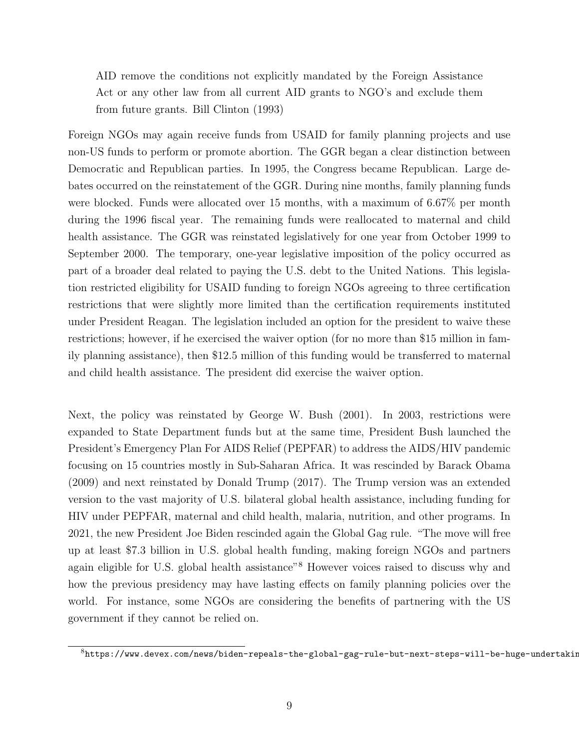> AID remove the conditions not explicitly mandated by the Foreign Assistance Act or any other law from all current AID grants to NGO's and exclude them from future grants. Bill Clinton (1993)

Foreign NGOs may again receive funds from USAID for family planning projects and use non-US funds to perform or promote abortion. The GGR began a clear distinction between Democratic and Republican parties. In 1995, the Congress became Republican. Large debates occurred on the reinstatement of the GGR. During nine months, family planning funds were blocked. Funds were allocated over 15 months, with a maximum of 6.67% per month during the 1996 fiscal year. The remaining funds were reallocated to maternal and child health assistance. The GGR was reinstated legislatively for one year from October 1999 to September 2000. The temporary, one-year legislative imposition of the policy occurred as part of a broader deal related to paying the U.S. debt to the United Nations. This legislation restricted eligibility for USAID funding to foreign NGOs agreeing to three certification restrictions that were slightly more limited than the certification requirements instituted under President Reagan. The legislation included an option for the president to waive these restrictions; however, if he exercised the waiver option (for no more than $15 million in family planning assistance), then $12.5 million of this funding would be transferred to maternal and child health assistance. The president did exercise the waiver option.

Next, the policy was reinstated by George W. Bush (2001). In 2003, restrictions were expanded to State Department funds but at the same time, President Bush launched the President's Emergency Plan For AIDS Relief (PEPFAR) to address the AIDS/HIV pandemic focusing on 15 countries mostly in Sub-Saharan Africa. It was rescinded by Barack Obama (2009) and next reinstated by Donald Trump (2017). The Trump version was an extended version to the vast majority of U.S. bilateral global health assistance, including funding for HIV under PEPFAR, maternal and child health, malaria, nutrition, and other programs. In 2021, the new President Joe Biden rescinded again the Global Gag rule. "The move will free up at least $7.3 billion in U.S. global health funding, making foreign NGOs and partners again eligible for U.S. global health assistance"[8] However voices raised to discuss why and how the previous presidency may have lasting effects on family planning policies over the world. For instance, some NGOs are considering the benefits of partnering with the US government if they cannot be relied on.

[8] https://www.devex.com/news/biden-repeals-the-global-gag-rule-but-next-steps-will-be-huge-undertakin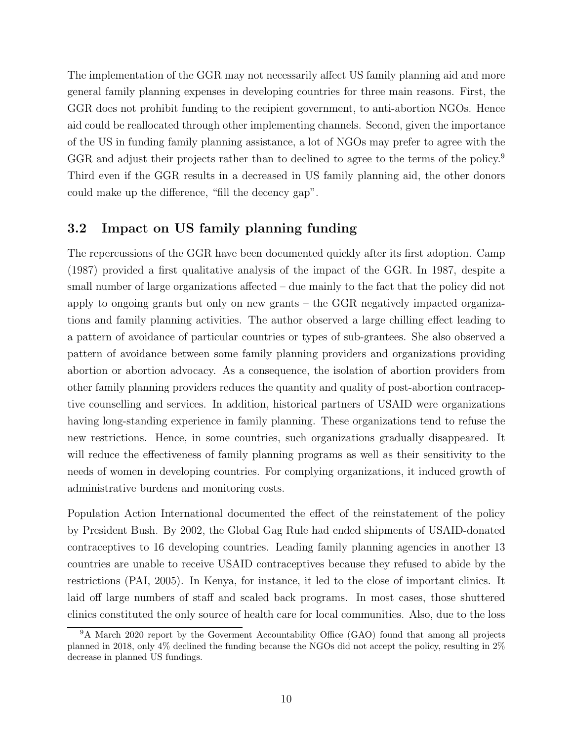The implementation of the GGR may not necessarily affect US family planning aid and more general family planning expenses in developing countries for three main reasons. First, the GGR does not prohibit funding to the recipient government, to anti-abortion NGOs. Hence aid could be reallocated through other implementing channels. Second, given the importance of the US in funding family planning assistance, a lot of NGOs may prefer to agree with the GGR and adjust their projects rather than to declined to agree to the terms of the policy.[9] Third even if the GGR results in a decreased in US family planning aid, the other donors could make up the difference, "fill the decency gap".

### 3.2 Impact on US family planning funding

The repercussions of the GGR have been documented quickly after its first adoption. Camp (1987) provided a first qualitative analysis of the impact of the GGR. In 1987, despite a small number of large organizations affected – due mainly to the fact that the policy did not apply to ongoing grants but only on new grants – the GGR negatively impacted organizations and family planning activities. The author observed a large chilling effect leading to a pattern of avoidance of particular countries or types of sub-grantees. She also observed a pattern of avoidance between some family planning providers and organizations providing abortion or abortion advocacy. As a consequence, the isolation of abortion providers from other family planning providers reduces the quantity and quality of post-abortion contraceptive counselling and services. In addition, historical partners of USAID were organizations having long-standing experience in family planning. These organizations tend to refuse the new restrictions. Hence, in some countries, such organizations gradually disappeared. It will reduce the effectiveness of family planning programs as well as their sensitivity to the needs of women in developing countries. For complying organizations, it induced growth of administrative burdens and monitoring costs.

Population Action International documented the effect of the reinstatement of the policy by President Bush. By 2002, the Global Gag Rule had ended shipments of USAID-donated contraceptives to 16 developing countries. Leading family planning agencies in another 13 countries are unable to receive USAID contraceptives because they refused to abide by the restrictions (PAI, 2005). In Kenya, for instance, it led to the close of important clinics. It laid off large numbers of staff and scaled back programs. In most cases, those shuttered clinics constituted the only source of health care for local communities. Also, due to the loss

[9] A March 2020 report by the Goverment Accountability Office (GAO) found that among all projects planned in 2018, only 4% declined the funding because the NGOs did not accept the policy, resulting in 2% decrease in planned US fundings.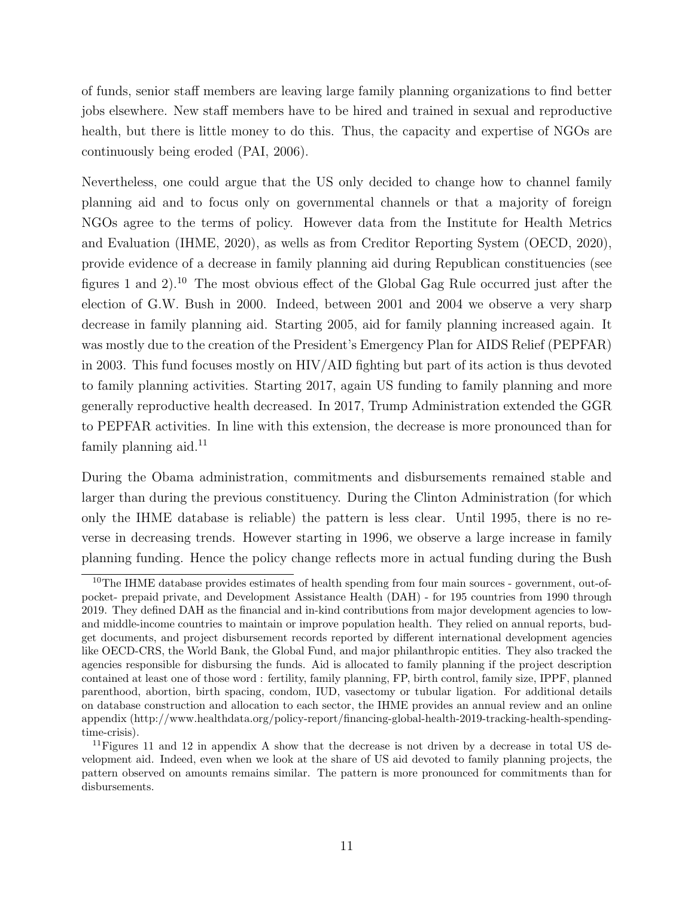of funds, senior staff members are leaving large family planning organizations to find better jobs elsewhere. New staff members have to be hired and trained in sexual and reproductive health, but there is little money to do this. Thus, the capacity and expertise of NGOs are continuously being eroded (PAI, 2006).

Nevertheless, one could argue that the US only decided to change how to channel family planning aid and to focus only on governmental channels or that a majority of foreign NGOs agree to the terms of policy. However data from the Institute for Health Metrics and Evaluation (IHME, 2020), as wells as from Creditor Reporting System (OECD, 2020), provide evidence of a decrease in family planning aid during Republican constituencies (see figures 1 and 2).[10] The most obvious effect of the Global Gag Rule occurred just after the election of G.W. Bush in 2000. Indeed, between 2001 and 2004 we observe a very sharp decrease in family planning aid. Starting 2005, aid for family planning increased again. It was mostly due to the creation of the President's Emergency Plan for AIDS Relief (PEPFAR) in 2003. This fund focuses mostly on HIV/AID fighting but part of its action is thus devoted to family planning activities. Starting 2017, again US funding to family planning and more generally reproductive health decreased. In 2017, Trump Administration extended the GGR to PEPFAR activities. In line with this extension, the decrease is more pronounced than for family planning aid.[11]

During the Obama administration, commitments and disbursements remained stable and larger than during the previous constituency. During the Clinton Administration (for which only the IHME database is reliable) the pattern is less clear. Until 1995, there is no reverse in decreasing trends. However starting in 1996, we observe a large increase in family planning funding. Hence the policy change reflects more in actual funding during the Bush

[10] The IHME database provides estimates of health spending from four main sources - government, out-of-pocket- prepaid private, and Development Assistance Health (DAH) - for 195 countries from 1990 through 2019. They defined DAH as the financial and in-kind contributions from major development agencies to low- and middle-income countries to maintain or improve population health. They relied on annual reports, budget documents, and project disbursement records reported by different international development agencies like OECD-CRS, the World Bank, the Global Fund, and major philanthropic entities. They also tracked the agencies responsible for disbursing the funds. Aid is allocated to family planning if the project description contained at least one of those word : fertility, family planning, FP, birth control, family size, IPPF, planned parenthood, abortion, birth spacing, condom, IUD, vasectomy or tubular ligation. For additional details on database construction and allocation to each sector, the IHME provides an annual review and an online appendix (http://www.healthdata.org/policy-report/financing-global-health-2019-tracking-health-spending-time-crisis).

[11] Figures 11 and 12 in appendix A show that the decrease is not driven by a decrease in total US development aid. Indeed, even when we look at the share of US aid devoted to family planning projects, the pattern observed on amounts remains similar. The pattern is more pronounced for commitments than for disbursements.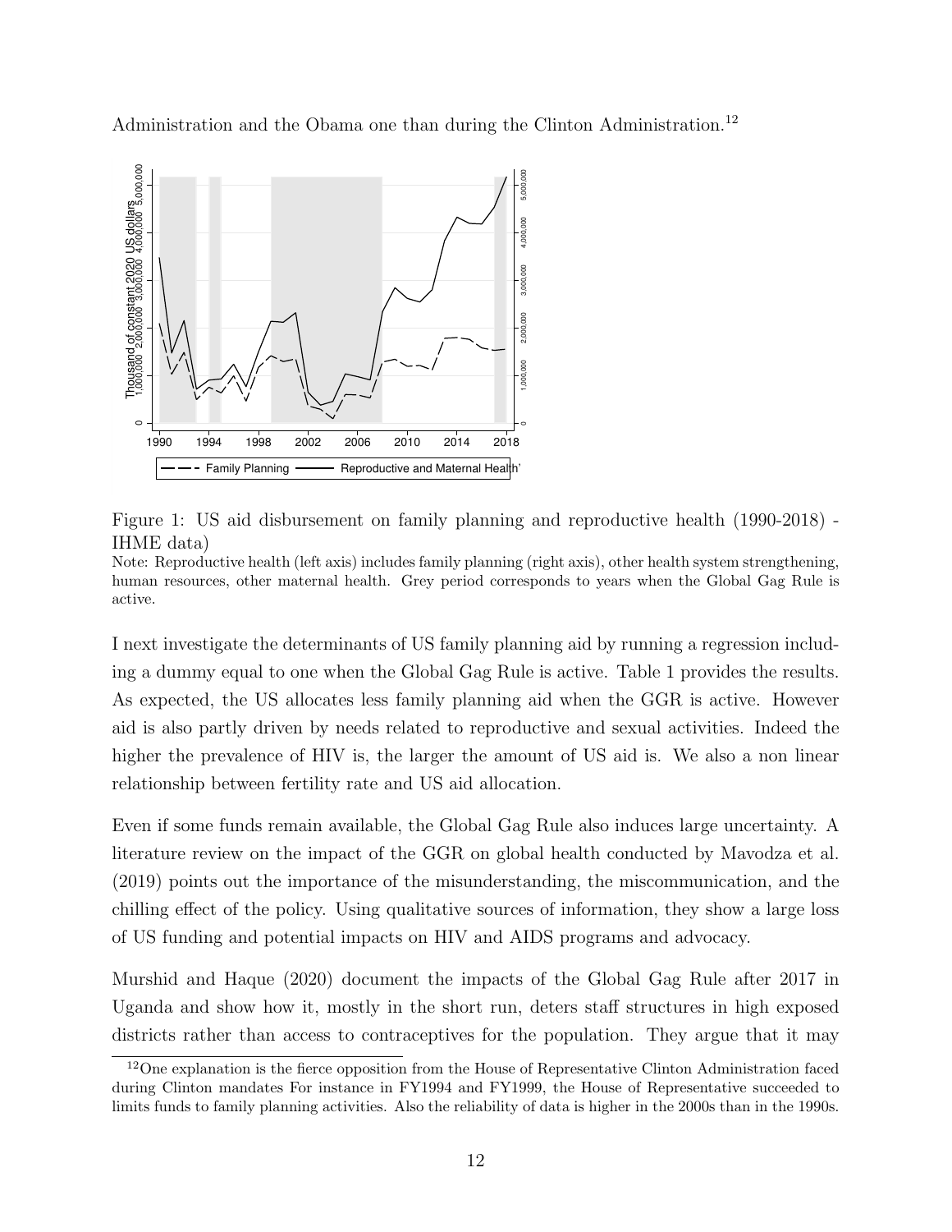Administration and the Obama one than during the Clinton Administration.[12]

Figure 1: US aid disbursement on family planning and reproductive health (1990-2018) - IHME data)

Note: Reproductive health (left axis) includes family planning (right axis), other health system strengthening, human resources, other maternal health. Grey period corresponds to years when the Global Gag Rule is active.

I next investigate the determinants of US family planning aid by running a regression including a dummy equal to one when the Global Gag Rule is active. Table 1 provides the results. As expected, the US allocates less family planning aid when the GGR is active. However aid is also partly driven by needs related to reproductive and sexual activities. Indeed the higher the prevalence of HIV is, the larger the amount of US aid is. We also a non linear relationship between fertility rate and US aid allocation.

Even if some funds remain available, the Global Gag Rule also induces large uncertainty. A literature review on the impact of the GGR on global health conducted by Mavodza et al. (2019) points out the importance of the misunderstanding, the miscommunication, and the chilling effect of the policy. Using qualitative sources of information, they show a large loss of US funding and potential impacts on HIV and AIDS programs and advocacy.

Murshid and Haque (2020) document the impacts of the Global Gag Rule after 2017 in Uganda and show how it, mostly in the short run, deters staff structures in high exposed districts rather than access to contraceptives for the population. They argue that it may

[12]One explanation is the fierce opposition from the House of Representative Clinton Administration faced during Clinton mandates For instance in FY1994 and FY1999, the House of Representative succeeded to limits funds to family planning activities. Also the reliability of data is higher in the 2000s than in the 1990s.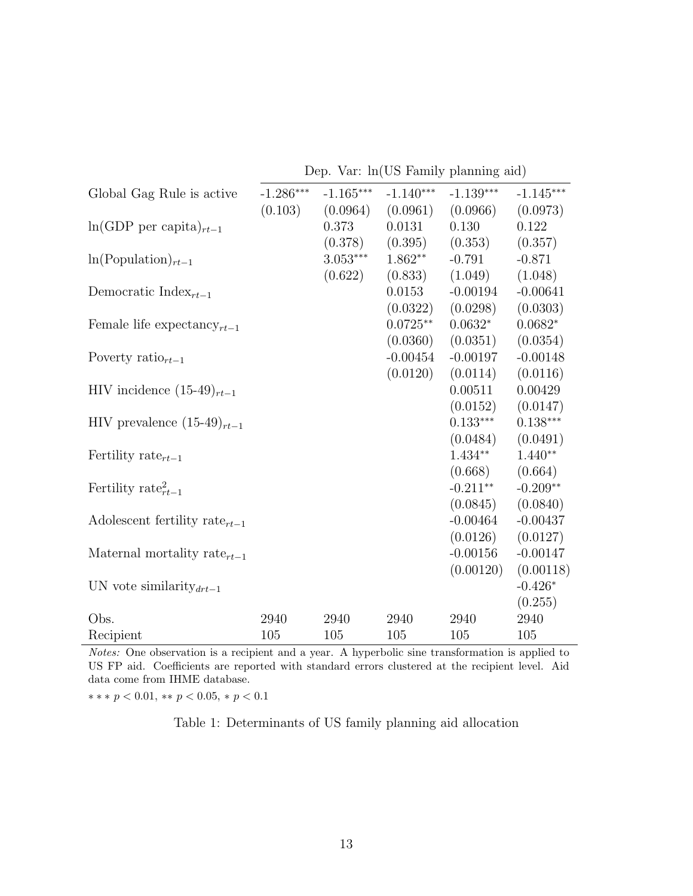| | Dep. Var: ln(US Family planning aid) | | | | |
|---|---|---|---|---|---|
| Global Gag Rule is active | -1.286*** | -1.165*** | -1.140*** | -1.139*** | -1.145*** |
| | (0.103) | (0.0964) | (0.0961) | (0.0966) | (0.0973) |
| ln(GDP per capita)$_{rt-1}$ | | 0.373 | 0.0131 | 0.130 | 0.122 |
| | | (0.378) | (0.395) | (0.353) | (0.357) |
| ln(Population)$_{rt-1}$ | | 3.053*** | 1.862** | -0.791 | -0.871 |
| | | (0.622) | (0.833) | (1.049) | (1.048) |
| Democratic Index$_{rt-1}$ | | | 0.0153 | -0.00194 | -0.00641 |
| | | | (0.0322) | (0.0298) | (0.0303) |
| Female life expectancy$_{rt-1}$ | | | 0.0725** | 0.0632* | 0.0682* |
| | | | (0.0360) | (0.0351) | (0.0354) |
| Poverty ratio$_{rt-1}$ | | | -0.00454 | -0.00197 | -0.00148 |
| | | | (0.0120) | (0.0114) | (0.0116) |
| HIV incidence (15-49)$_{rt-1}$ | | | | 0.00511 | 0.00429 |
| | | | | (0.0152) | (0.0147) |
| HIV prevalence (15-49)$_{rt-1}$ | | | | 0.133*** | 0.138*** |
| | | | | (0.0484) | (0.0491) |
| Fertility rate$_{rt-1}$ | | | | 1.434** | 1.440** |
| | | | | (0.668) | (0.664) |
| Fertility rate$^2_{rt-1}$ | | | | -0.211** | -0.209** |
| | | | | (0.0845) | (0.0840) |
| Adolescent fertility rate$_{rt-1}$ | | | | -0.00464 | -0.00437 |
| | | | | (0.0126) | (0.0127) |
| Maternal mortality rate$_{rt-1}$ | | | | -0.00156 | -0.00147 |
| | | | | (0.00120) | (0.00118) |
| UN vote similarity$_{drt-1}$ | | | | | -0.426* |
| | | | | | (0.255) |
| Obs. | 2940 | 2940 | 2940 | 2940 | 2940 |
| Recipient | 105 | 105 | 105 | 105 | 105 |

*Notes:* One observation is a recipient and a year. A hyperbolic sine transformation is applied to US FP aid. Coefficients are reported with standard errors clustered at the recipient level. Aid data come from IHME database.

$***$ $p < 0.01$, $**$ $p < 0.05$, $*$ $p < 0.1$

Table 1: Determinants of US family planning aid allocation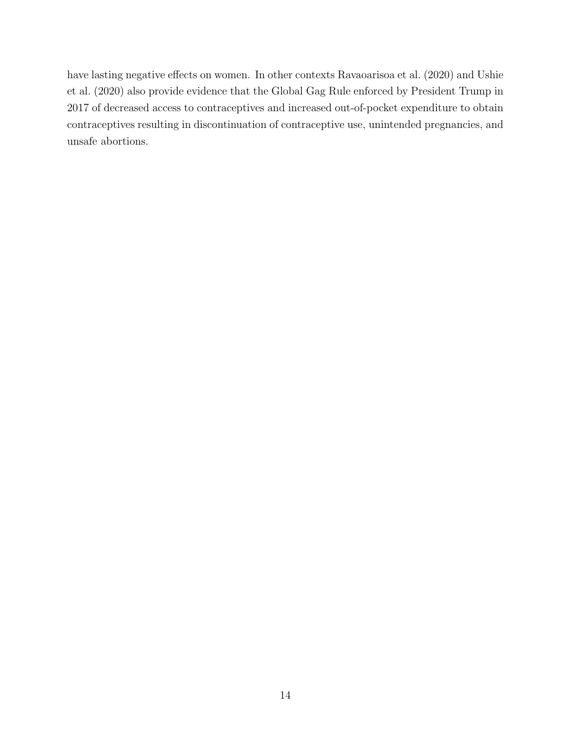have lasting negative effects on women. In other contexts Ravaoarisoa et al. (2020) and Ushie et al. (2020) also provide evidence that the Global Gag Rule enforced by President Trump in 2017 of decreased access to contraceptives and increased out-of-pocket expenditure to obtain contraceptives resulting in discontinuation of contraceptive use, unintended pregnancies, and unsafe abortions.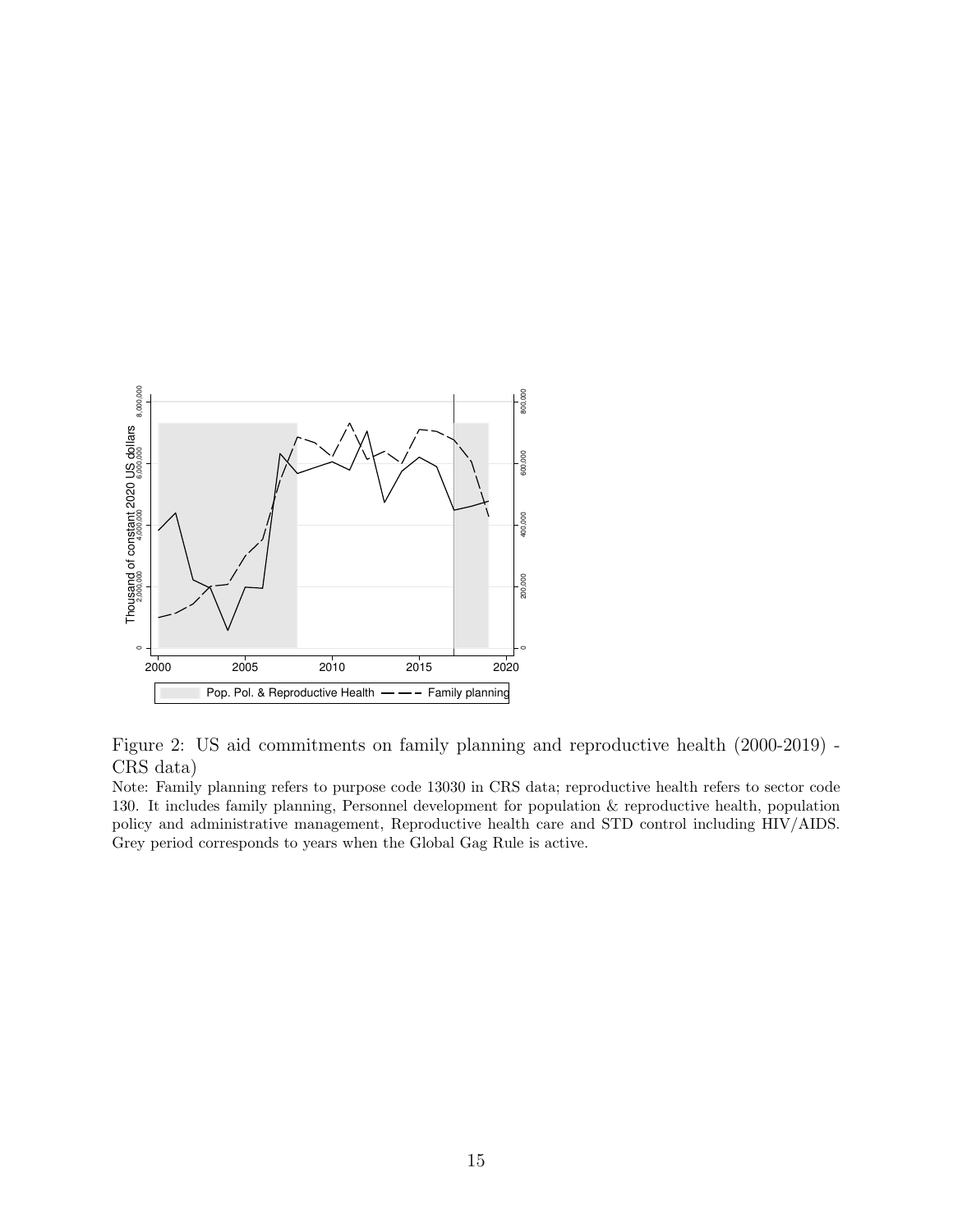Figure 2: US aid commitments on family planning and reproductive health (2000-2019) - CRS data)

Note: Family planning refers to purpose code 13030 in CRS data; reproductive health refers to sector code 130. It includes family planning, Personnel development for population & reproductive health, population policy and administrative management, Reproductive health care and STD control including HIV/AIDS. Grey period corresponds to years when the Global Gag Rule is active.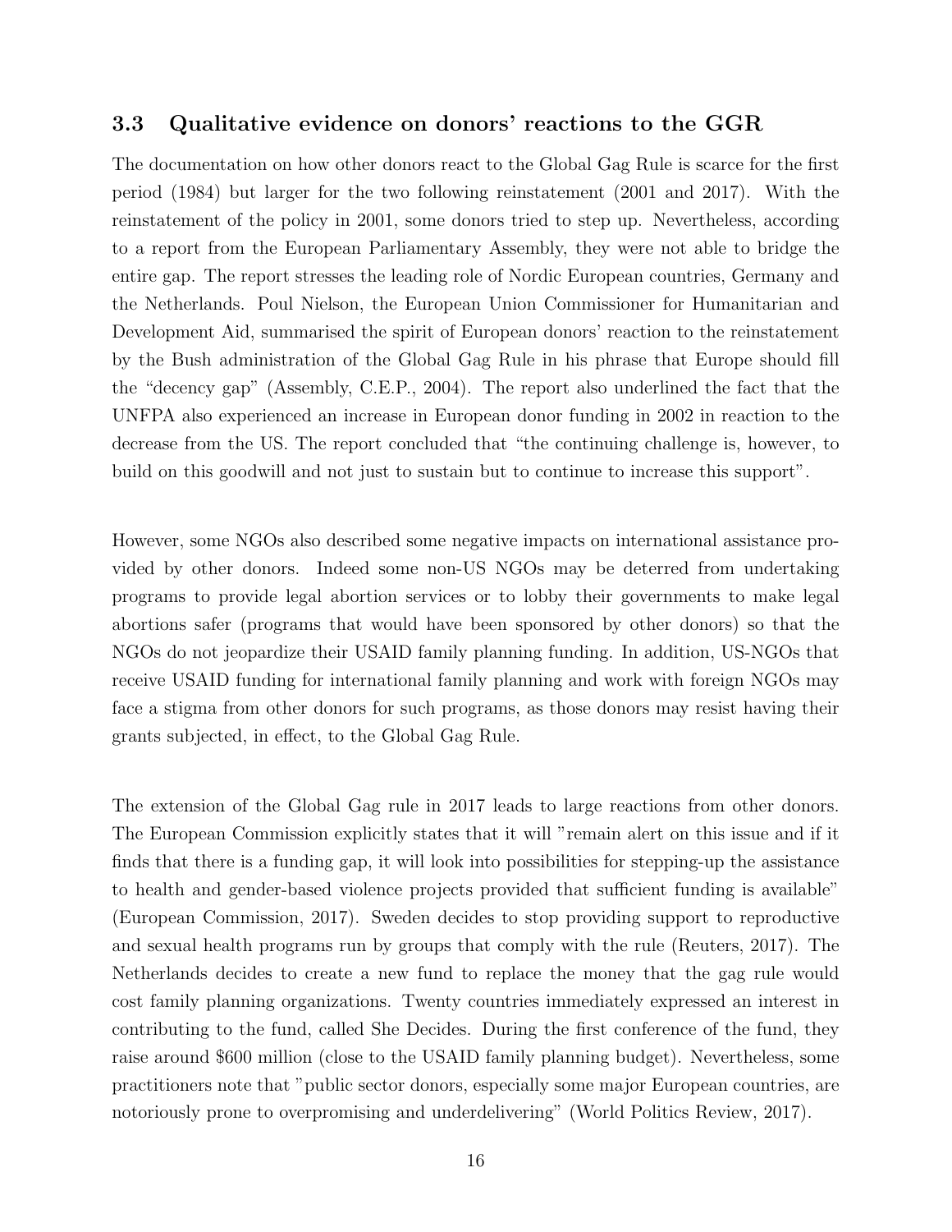### 3.3 Qualitative evidence on donors' reactions to the GGR

The documentation on how other donors react to the Global Gag Rule is scarce for the first period (1984) but larger for the two following reinstatement (2001 and 2017). With the reinstatement of the policy in 2001, some donors tried to step up. Nevertheless, according to a report from the European Parliamentary Assembly, they were not able to bridge the entire gap. The report stresses the leading role of Nordic European countries, Germany and the Netherlands. Poul Nielson, the European Union Commissioner for Humanitarian and Development Aid, summarised the spirit of European donors' reaction to the reinstatement by the Bush administration of the Global Gag Rule in his phrase that Europe should fill the "decency gap" (Assembly, C.E.P., 2004). The report also underlined the fact that the UNFPA also experienced an increase in European donor funding in 2002 in reaction to the decrease from the US. The report concluded that "the continuing challenge is, however, to build on this goodwill and not just to sustain but to continue to increase this support".

However, some NGOs also described some negative impacts on international assistance provided by other donors. Indeed some non-US NGOs may be deterred from undertaking programs to provide legal abortion services or to lobby their governments to make legal abortions safer (programs that would have been sponsored by other donors) so that the NGOs do not jeopardize their USAID family planning funding. In addition, US-NGOs that receive USAID funding for international family planning and work with foreign NGOs may face a stigma from other donors for such programs, as those donors may resist having their grants subjected, in effect, to the Global Gag Rule.

The extension of the Global Gag rule in 2017 leads to large reactions from other donors. The European Commission explicitly states that it will "remain alert on this issue and if it finds that there is a funding gap, it will look into possibilities for stepping-up the assistance to health and gender-based violence projects provided that sufficient funding is available" (European Commission, 2017). Sweden decides to stop providing support to reproductive and sexual health programs run by groups that comply with the rule (Reuters, 2017). The Netherlands decides to create a new fund to replace the money that the gag rule would cost family planning organizations. Twenty countries immediately expressed an interest in contributing to the fund, called She Decides. During the first conference of the fund, they raise around $600 million (close to the USAID family planning budget). Nevertheless, some practitioners note that "public sector donors, especially some major European countries, are notoriously prone to overpromising and underdelivering" (World Politics Review, 2017).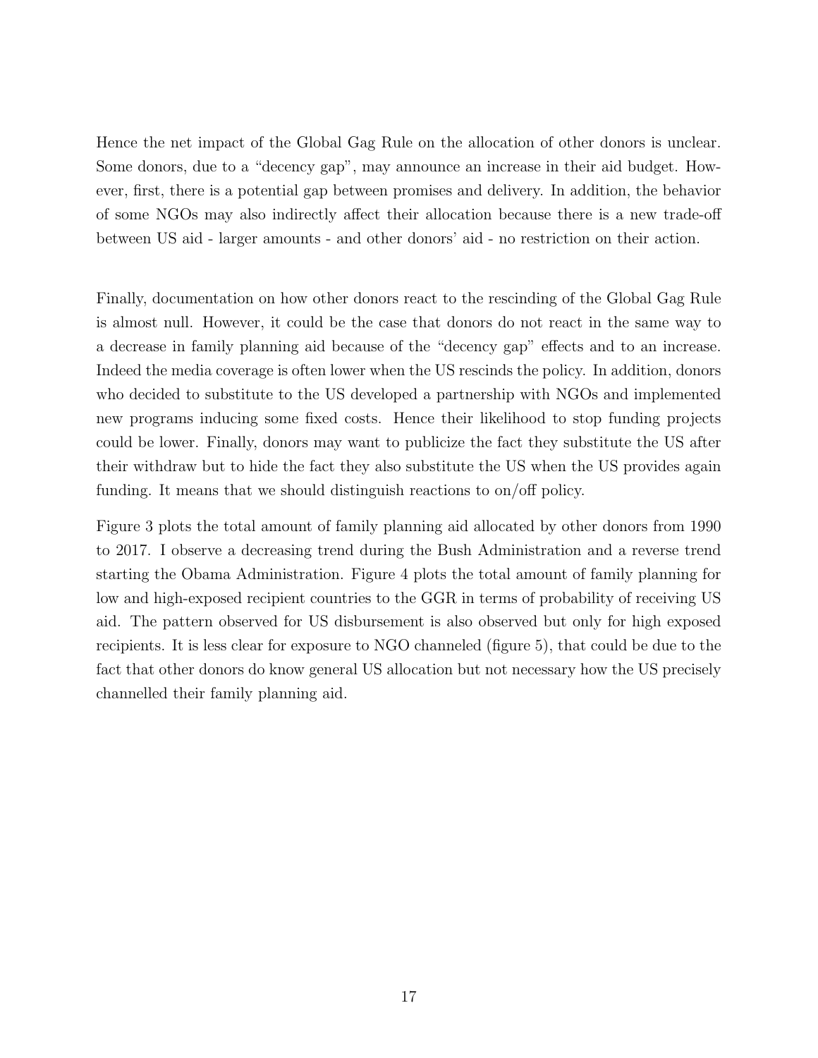Hence the net impact of the Global Gag Rule on the allocation of other donors is unclear. Some donors, due to a "decency gap", may announce an increase in their aid budget. However, first, there is a potential gap between promises and delivery. In addition, the behavior of some NGOs may also indirectly affect their allocation because there is a new trade-off between US aid - larger amounts - and other donors' aid - no restriction on their action.

Finally, documentation on how other donors react to the rescinding of the Global Gag Rule is almost null. However, it could be the case that donors do not react in the same way to a decrease in family planning aid because of the "decency gap" effects and to an increase. Indeed the media coverage is often lower when the US rescinds the policy. In addition, donors who decided to substitute to the US developed a partnership with NGOs and implemented new programs inducing some fixed costs. Hence their likelihood to stop funding projects could be lower. Finally, donors may want to publicize the fact they substitute the US after their withdraw but to hide the fact they also substitute the US when the US provides again funding. It means that we should distinguish reactions to on/off policy.

Figure 3 plots the total amount of family planning aid allocated by other donors from 1990 to 2017. I observe a decreasing trend during the Bush Administration and a reverse trend starting the Obama Administration. Figure 4 plots the total amount of family planning for low and high-exposed recipient countries to the GGR in terms of probability of receiving US aid. The pattern observed for US disbursement is also observed but only for high exposed recipients. It is less clear for exposure to NGO channeled (figure 5), that could be due to the fact that other donors do know general US allocation but not necessary how the US precisely channelled their family planning aid.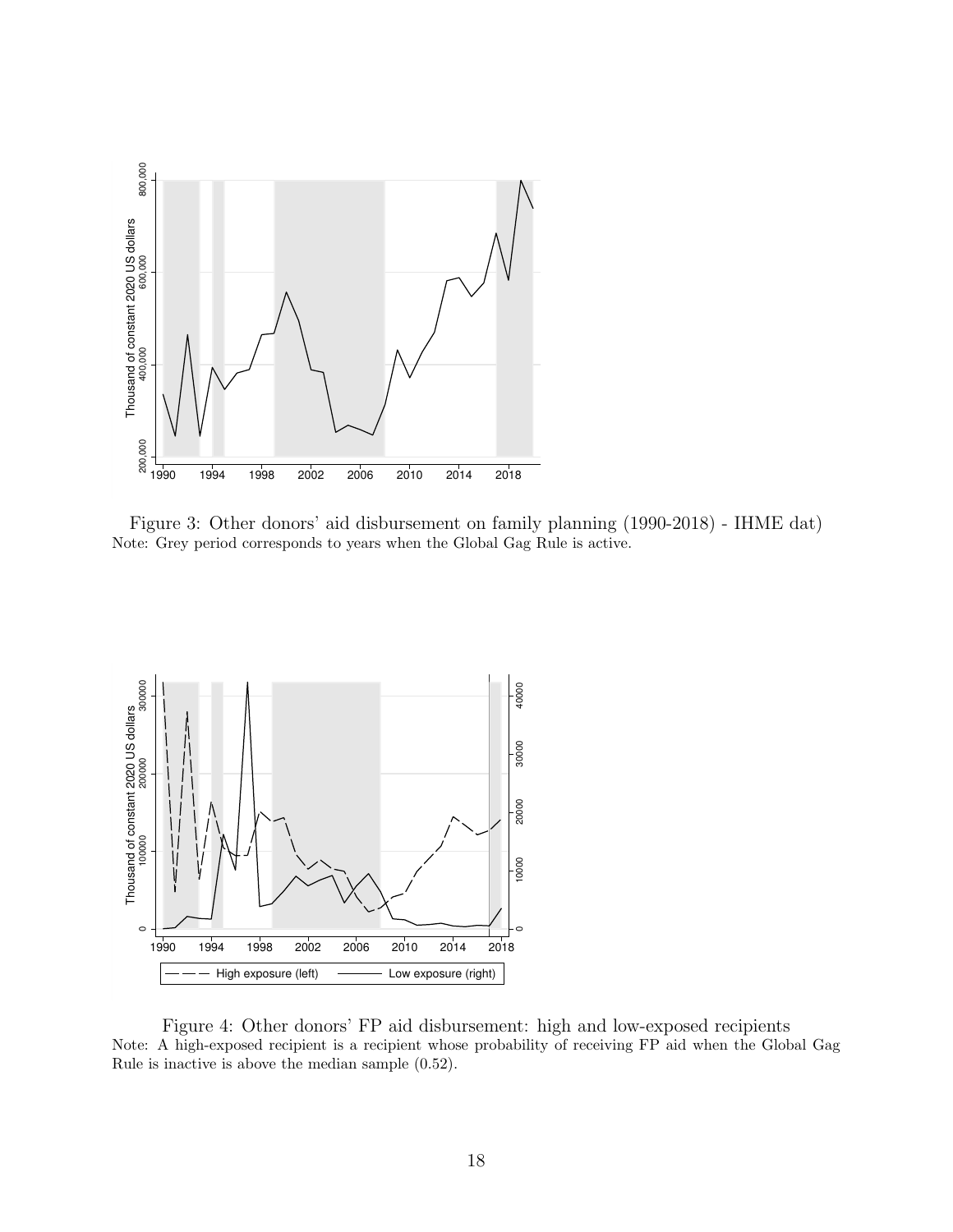Figure 3: Other donors' aid disbursement on family planning (1990-2018) - IHME dat)
Note: Grey period corresponds to years when the Global Gag Rule is active.

Figure 4: Other donors' FP aid disbursement: high and low-exposed recipients
Note: A high-exposed recipient is a recipient whose probability of receiving FP aid when the Global Gag Rule is inactive is above the median sample (0.52).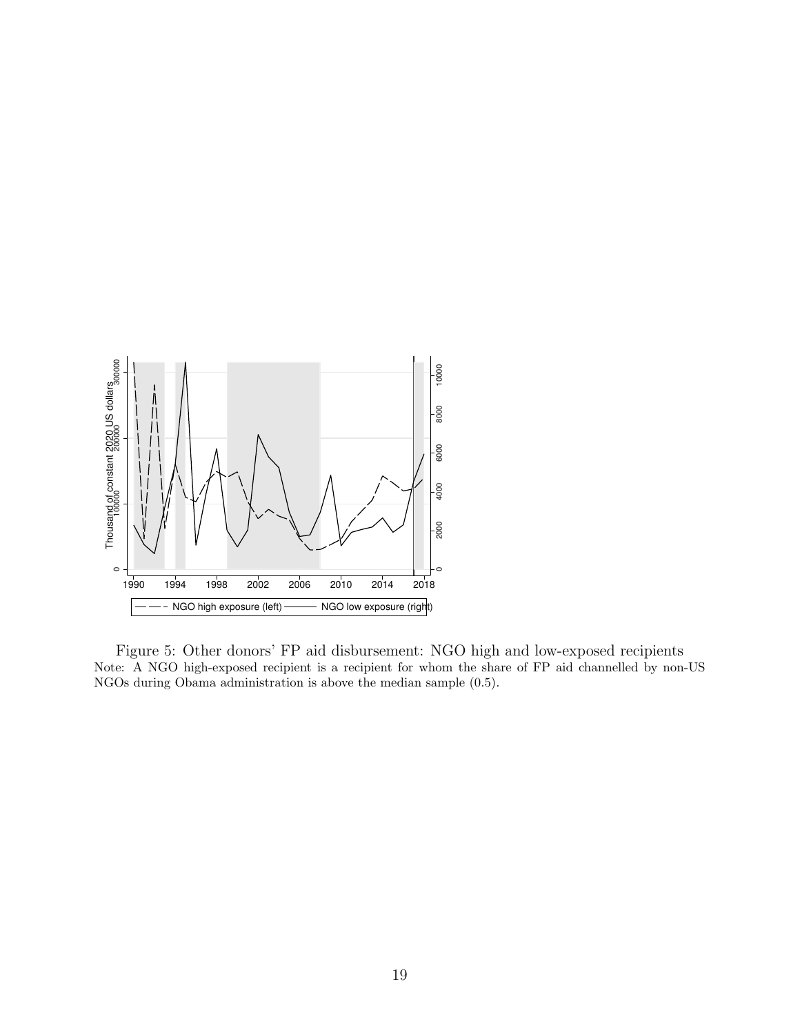Figure 5: Other donors' FP aid disbursement: NGO high and low-exposed recipients

Note: A NGO high-exposed recipient is a recipient for whom the share of FP aid channelled by non-US NGOs during Obama administration is above the median sample (0.5).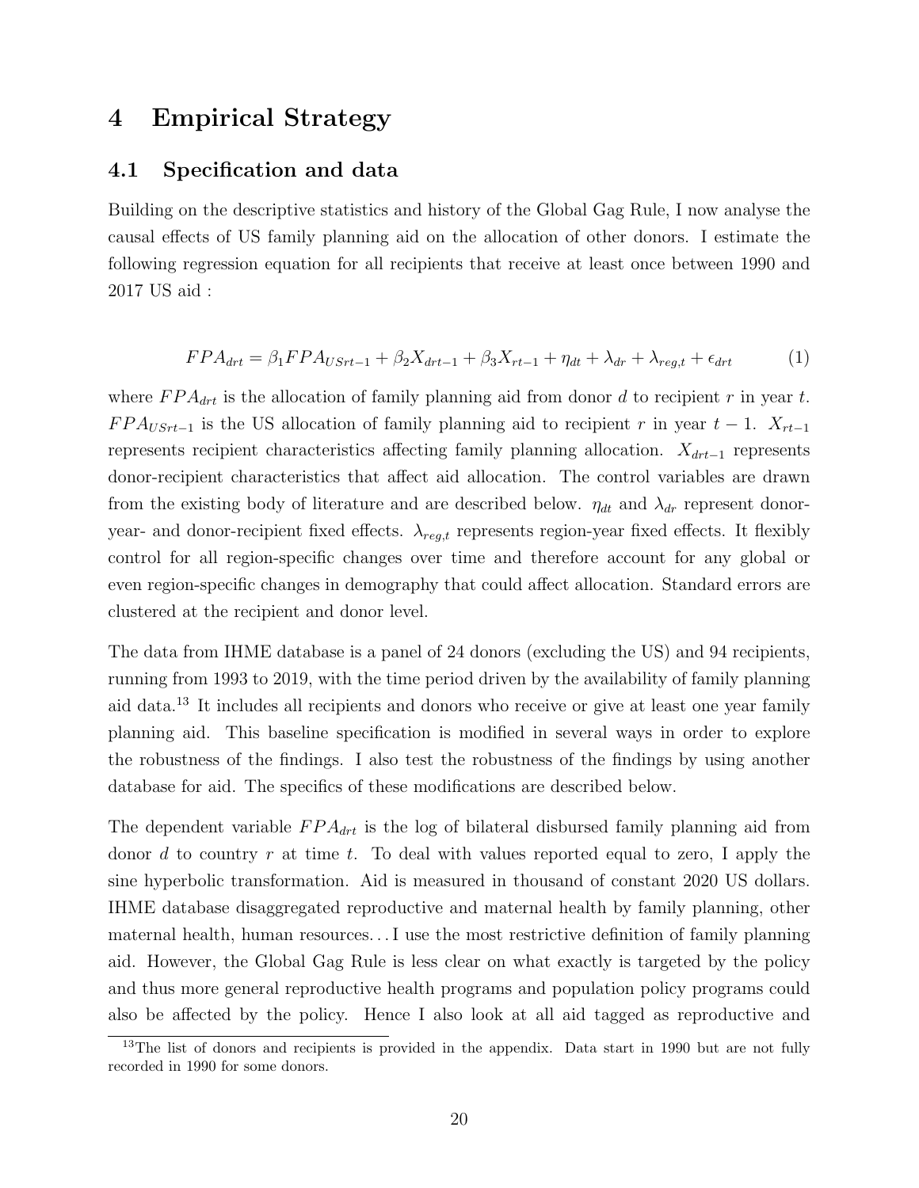# 4 Empirical Strategy

## 4.1 Specification and data

Building on the descriptive statistics and history of the Global Gag Rule, I now analyse the causal effects of US family planning aid on the allocation of other donors. I estimate the following regression equation for all recipients that receive at least once between 1990 and 2017 US aid :

$$FPA_{drt} = \beta_1 FPA_{USrt-1} + \beta_2 X_{drt-1} + \beta_3 X_{rt-1} + \eta_{dt} + \lambda_{dr} + \lambda_{reg,t} + \epsilon_{drt} \tag{1}$$

where $FPA_{drt}$ is the allocation of family planning aid from donor $d$ to recipient $r$ in year $t$. $FPA_{USrt-1}$ is the US allocation of family planning aid to recipient $r$ in year $t-1$. $X_{rt-1}$ represents recipient characteristics affecting family planning allocation. $X_{drt-1}$ represents donor-recipient characteristics that affect aid allocation. The control variables are drawn from the existing body of literature and are described below. $\eta_{dt}$ and $\lambda_{dr}$ represent donor-year- and donor-recipient fixed effects. $\lambda_{reg,t}$ represents region-year fixed effects. It flexibly control for all region-specific changes over time and therefore account for any global or even region-specific changes in demography that could affect allocation. Standard errors are clustered at the recipient and donor level.

The data from IHME database is a panel of 24 donors (excluding the US) and 94 recipients, running from 1993 to 2019, with the time period driven by the availability of family planning aid data.[13] It includes all recipients and donors who receive or give at least one year family planning aid. This baseline specification is modified in several ways in order to explore the robustness of the findings. I also test the robustness of the findings by using another database for aid. The specifics of these modifications are described below.

The dependent variable $FPA_{drt}$ is the log of bilateral disbursed family planning aid from donor $d$ to country $r$ at time $t$. To deal with values reported equal to zero, I apply the sine hyperbolic transformation. Aid is measured in thousand of constant 2020 US dollars. IHME database disaggregated reproductive and maternal health by family planning, other maternal health, human resources... I use the most restrictive definition of family planning aid. However, the Global Gag Rule is less clear on what exactly is targeted by the policy and thus more general reproductive health programs and population policy programs could also be affected by the policy. Hence I also look at all aid tagged as reproductive and

[13] The list of donors and recipients is provided in the appendix. Data start in 1990 but are not fully recorded in 1990 for some donors.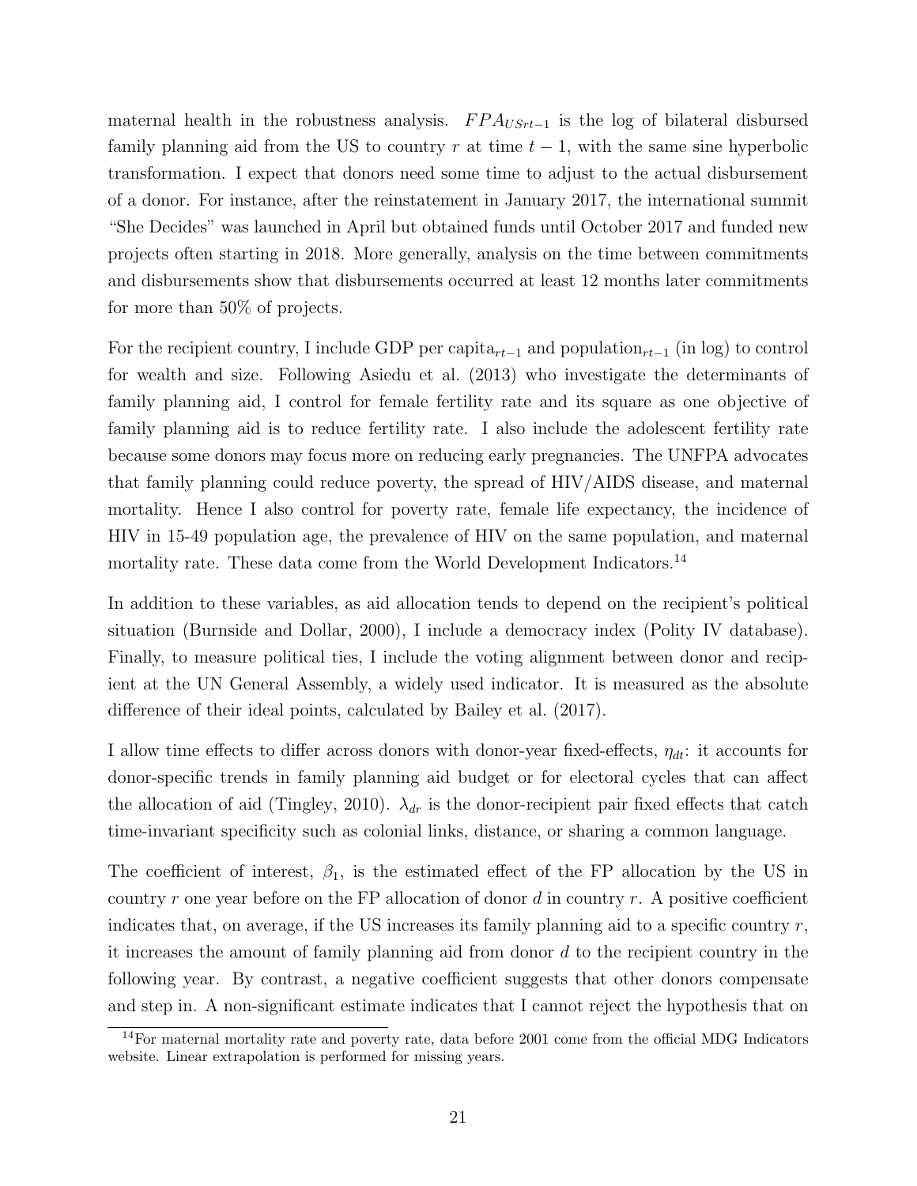maternal health in the robustness analysis. $FPA_{USrt-1}$ is the log of bilateral disbursed family planning aid from the US to country $r$ at time $t-1$, with the same sine hyperbolic transformation. I expect that donors need some time to adjust to the actual disbursement of a donor. For instance, after the reinstatement in January 2017, the international summit "She Decides" was launched in April but obtained funds until October 2017 and funded new projects often starting in 2018. More generally, analysis on the time between commitments and disbursements show that disbursements occurred at least 12 months later commitments for more than 50% of projects.

For the recipient country, I include GDP per capita$_{rt-1}$ and population$_{rt-1}$ (in log) to control for wealth and size. Following Asiedu et al. (2013) who investigate the determinants of family planning aid, I control for female fertility rate and its square as one objective of family planning aid is to reduce fertility rate. I also include the adolescent fertility rate because some donors may focus more on reducing early pregnancies. The UNFPA advocates that family planning could reduce poverty, the spread of HIV/AIDS disease, and maternal mortality. Hence I also control for poverty rate, female life expectancy, the incidence of HIV in 15-49 population age, the prevalence of HIV on the same population, and maternal mortality rate. These data come from the World Development Indicators.[14]

In addition to these variables, as aid allocation tends to depend on the recipient's political situation (Burnside and Dollar, 2000), I include a democracy index (Polity IV database). Finally, to measure political ties, I include the voting alignment between donor and recipient at the UN General Assembly, a widely used indicator. It is measured as the absolute difference of their ideal points, calculated by Bailey et al. (2017).

I allow time effects to differ across donors with donor-year fixed-effects, $\eta_{dt}$: it accounts for donor-specific trends in family planning aid budget or for electoral cycles that can affect the allocation of aid (Tingley, 2010). $\lambda_{dr}$ is the donor-recipient pair fixed effects that catch time-invariant specificity such as colonial links, distance, or sharing a common language.

The coefficient of interest, $\beta_1$, is the estimated effect of the FP allocation by the US in country $r$ one year before on the FP allocation of donor $d$ in country $r$. A positive coefficient indicates that, on average, if the US increases its family planning aid to a specific country $r$, it increases the amount of family planning aid from donor $d$ to the recipient country in the following year. By contrast, a negative coefficient suggests that other donors compensate and step in. A non-significant estimate indicates that I cannot reject the hypothesis that on

[14] For maternal mortality rate and poverty rate, data before 2001 come from the official MDG Indicators website. Linear extrapolation is performed for missing years.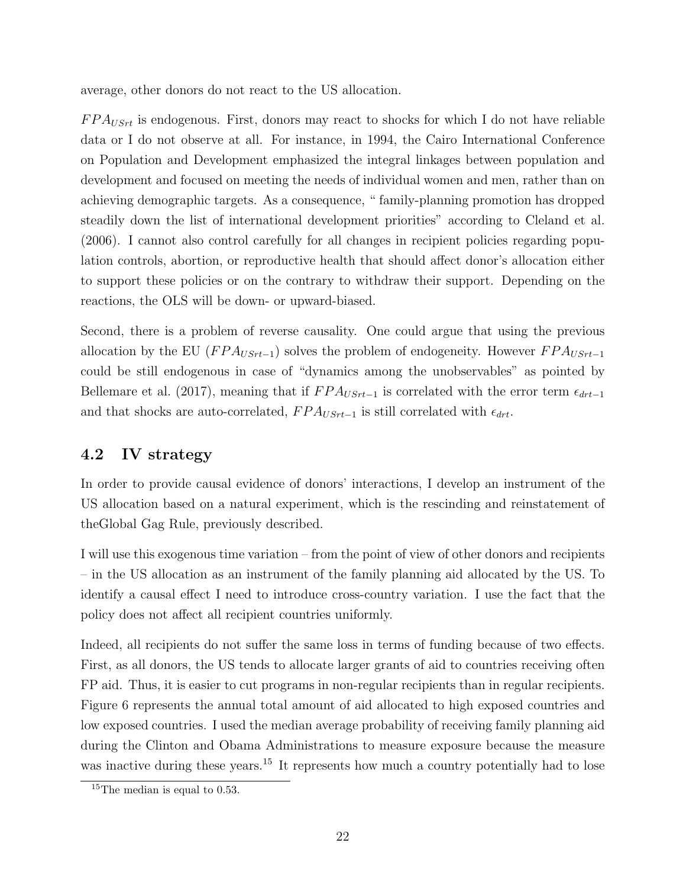average, other donors do not react to the US allocation.

$FPA_{USrt}$ is endogenous. First, donors may react to shocks for which I do not have reliable data or I do not observe at all. For instance, in 1994, the Cairo International Conference on Population and Development emphasized the integral linkages between population and development and focused on meeting the needs of individual women and men, rather than on achieving demographic targets. As a consequence, " family-planning promotion has dropped steadily down the list of international development priorities" according to Cleland et al. (2006). I cannot also control carefully for all changes in recipient policies regarding population controls, abortion, or reproductive health that should affect donor's allocation either to support these policies or on the contrary to withdraw their support. Depending on the reactions, the OLS will be down- or upward-biased.

Second, there is a problem of reverse causality. One could argue that using the previous allocation by the EU ($FPA_{USrt-1}$) solves the problem of endogeneity. However $FPA_{USrt-1}$ could be still endogenous in case of "dynamics among the unobservables" as pointed by Bellemare et al. (2017), meaning that if $FPA_{USrt-1}$ is correlated with the error term $\epsilon_{drt-1}$ and that shocks are auto-correlated, $FPA_{USrt-1}$ is still correlated with $\epsilon_{drt}$.

## 4.2 IV strategy

In order to provide causal evidence of donors' interactions, I develop an instrument of the US allocation based on a natural experiment, which is the rescinding and reinstatement of theGlobal Gag Rule, previously described.

I will use this exogenous time variation – from the point of view of other donors and recipients – in the US allocation as an instrument of the family planning aid allocated by the US. To identify a causal effect I need to introduce cross-country variation. I use the fact that the policy does not affect all recipient countries uniformly.

Indeed, all recipients do not suffer the same loss in terms of funding because of two effects. First, as all donors, the US tends to allocate larger grants of aid to countries receiving often FP aid. Thus, it is easier to cut programs in non-regular recipients than in regular recipients. Figure 6 represents the annual total amount of aid allocated to high exposed countries and low exposed countries. I used the median average probability of receiving family planning aid during the Clinton and Obama Administrations to measure exposure because the measure was inactive during these years.[15] It represents how much a country potentially had to lose

[15] The median is equal to 0.53.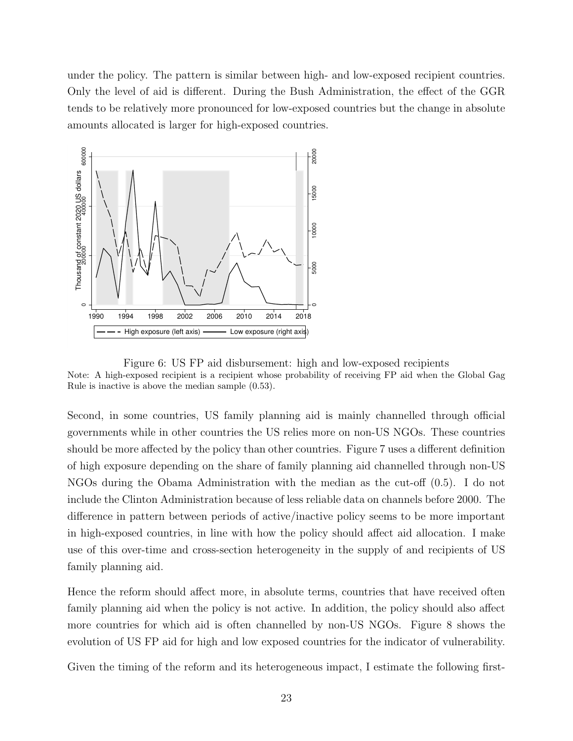under the policy. The pattern is similar between high- and low-exposed recipient countries. Only the level of aid is different. During the Bush Administration, the effect of the GGR tends to be relatively more pronounced for low-exposed countries but the change in absolute amounts allocated is larger for high-exposed countries.

Figure 6: US FP aid disbursement: high and low-exposed recipients

Note: A high-exposed recipient is a recipient whose probability of receiving FP aid when the Global Gag Rule is inactive is above the median sample (0.53).

Second, in some countries, US family planning aid is mainly channelled through official governments while in other countries the US relies more on non-US NGOs. These countries should be more affected by the policy than other countries. Figure 7 uses a different definition of high exposure depending on the share of family planning aid channelled through non-US NGOs during the Obama Administration with the median as the cut-off (0.5). I do not include the Clinton Administration because of less reliable data on channels before 2000. The difference in pattern between periods of active/inactive policy seems to be more important in high-exposed countries, in line with how the policy should affect aid allocation. I make use of this over-time and cross-section heterogeneity in the supply of and recipients of US family planning aid.

Hence the reform should affect more, in absolute terms, countries that have received often family planning aid when the policy is not active. In addition, the policy should also affect more countries for which aid is often channelled by non-US NGOs. Figure 8 shows the evolution of US FP aid for high and low exposed countries for the indicator of vulnerability.

Given the timing of the reform and its heterogeneous impact, I estimate the following first-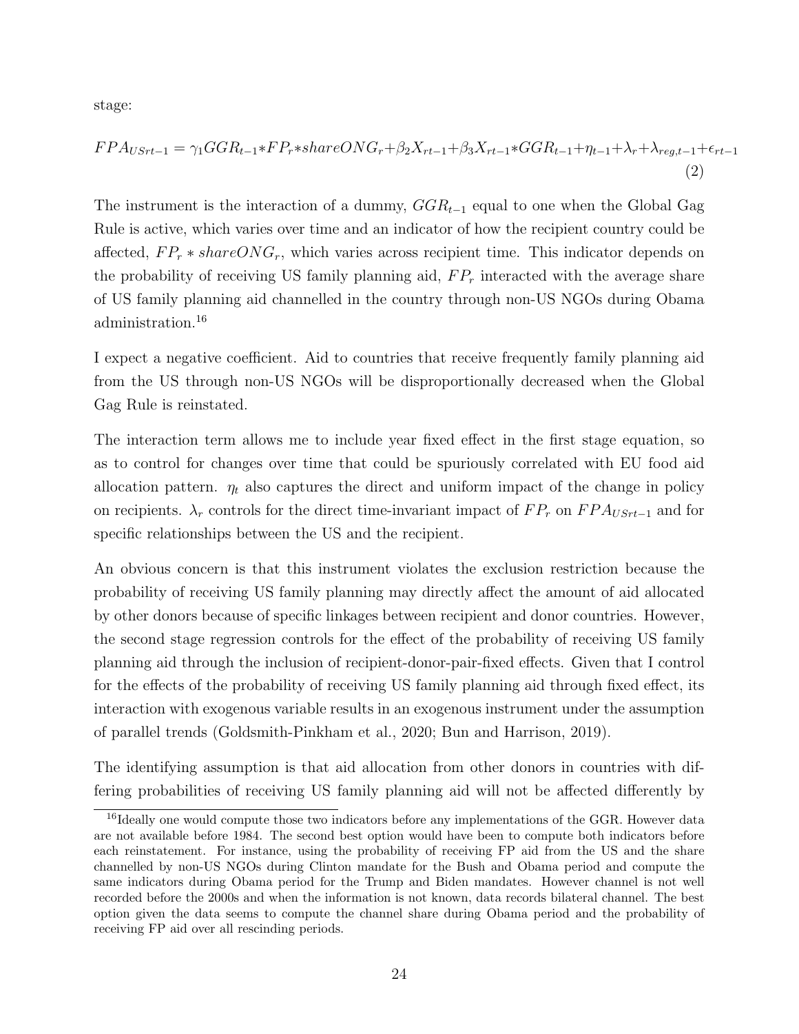stage:

$$FPA_{USrt-1} = \gamma_1 GGR_{t-1} * FP_r * shareONG_r + \beta_2 X_{rt-1} + \beta_3 X_{rt-1} * GGR_{t-1} + \eta_{t-1} + \lambda_r + \lambda_{reg,t-1} + \epsilon_{rt-1} \tag{2}$$

The instrument is the interaction of a dummy, $GGR_{t-1}$ equal to one when the Global Gag Rule is active, which varies over time and an indicator of how the recipient country could be affected, $FP_r * shareONG_r$, which varies across recipient time. This indicator depends on the probability of receiving US family planning aid, $FP_r$ interacted with the average share of US family planning aid channelled in the country through non-US NGOs during Obama administration.[16]

I expect a negative coefficient. Aid to countries that receive frequently family planning aid from the US through non-US NGOs will be disproportionally decreased when the Global Gag Rule is reinstated.

The interaction term allows me to include year fixed effect in the first stage equation, so as to control for changes over time that could be spuriously correlated with EU food aid allocation pattern. $\eta_t$ also captures the direct and uniform impact of the change in policy on recipients. $\lambda_r$ controls for the direct time-invariant impact of $FP_r$ on $FPA_{USrt-1}$ and for specific relationships between the US and the recipient.

An obvious concern is that this instrument violates the exclusion restriction because the probability of receiving US family planning may directly affect the amount of aid allocated by other donors because of specific linkages between recipient and donor countries. However, the second stage regression controls for the effect of the probability of receiving US family planning aid through the inclusion of recipient-donor-pair-fixed effects. Given that I control for the effects of the probability of receiving US family planning aid through fixed effect, its interaction with exogenous variable results in an exogenous instrument under the assumption of parallel trends (Goldsmith-Pinkham et al., 2020; Bun and Harrison, 2019).

The identifying assumption is that aid allocation from other donors in countries with differing probabilities of receiving US family planning aid will not be affected differently by

[16] Ideally one would compute those two indicators before any implementations of the GGR. However data are not available before 1984. The second best option would have been to compute both indicators before each reinstatement. For instance, using the probability of receiving FP aid from the US and the share channelled by non-US NGOs during Clinton mandate for the Bush and Obama period and compute the same indicators during Obama period for the Trump and Biden mandates. However channel is not well recorded before the 2000s and when the information is not known, data records bilateral channel. The best option given the data seems to compute the channel share during Obama period and the probability of receiving FP aid over all rescinding periods.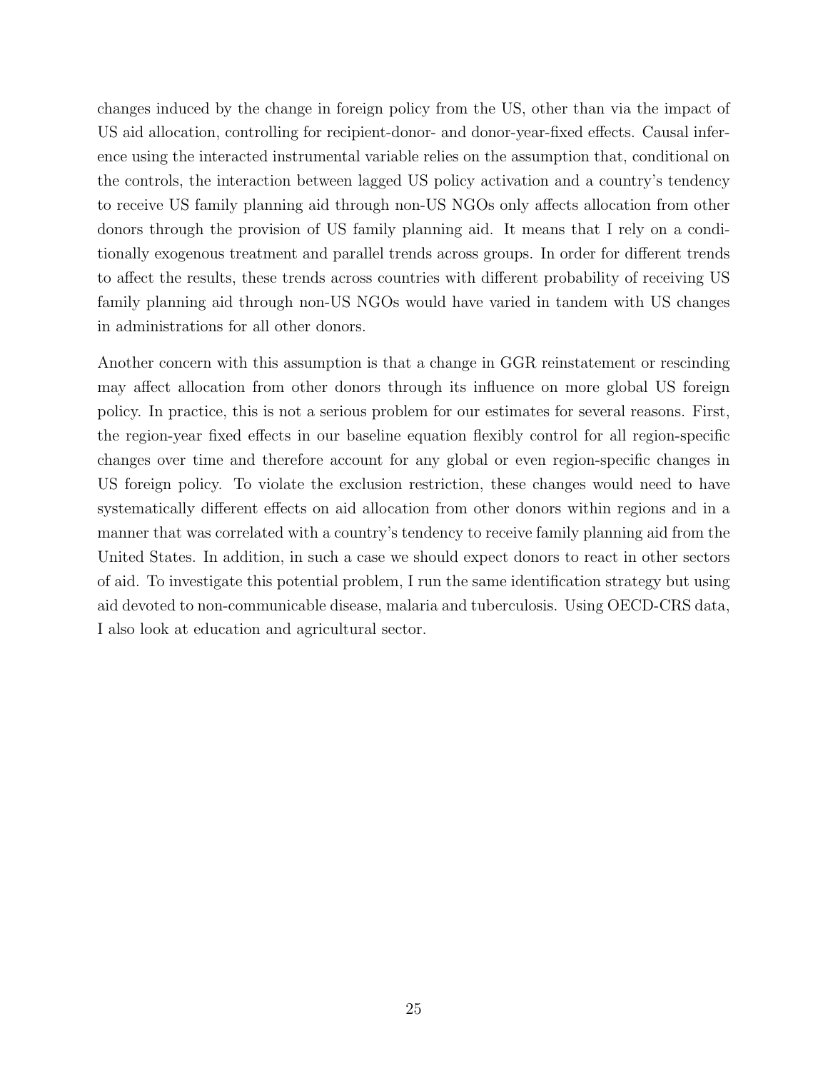changes induced by the change in foreign policy from the US, other than via the impact of US aid allocation, controlling for recipient-donor- and donor-year-fixed effects. Causal inference using the interacted instrumental variable relies on the assumption that, conditional on the controls, the interaction between lagged US policy activation and a country's tendency to receive US family planning aid through non-US NGOs only affects allocation from other donors through the provision of US family planning aid. It means that I rely on a conditionally exogenous treatment and parallel trends across groups. In order for different trends to affect the results, these trends across countries with different probability of receiving US family planning aid through non-US NGOs would have varied in tandem with US changes in administrations for all other donors.

Another concern with this assumption is that a change in GGR reinstatement or rescinding may affect allocation from other donors through its influence on more global US foreign policy. In practice, this is not a serious problem for our estimates for several reasons. First, the region-year fixed effects in our baseline equation flexibly control for all region-specific changes over time and therefore account for any global or even region-specific changes in US foreign policy. To violate the exclusion restriction, these changes would need to have systematically different effects on aid allocation from other donors within regions and in a manner that was correlated with a country's tendency to receive family planning aid from the United States. In addition, in such a case we should expect donors to react in other sectors of aid. To investigate this potential problem, I run the same identification strategy but using aid devoted to non-communicable disease, malaria and tuberculosis. Using OECD-CRS data, I also look at education and agricultural sector.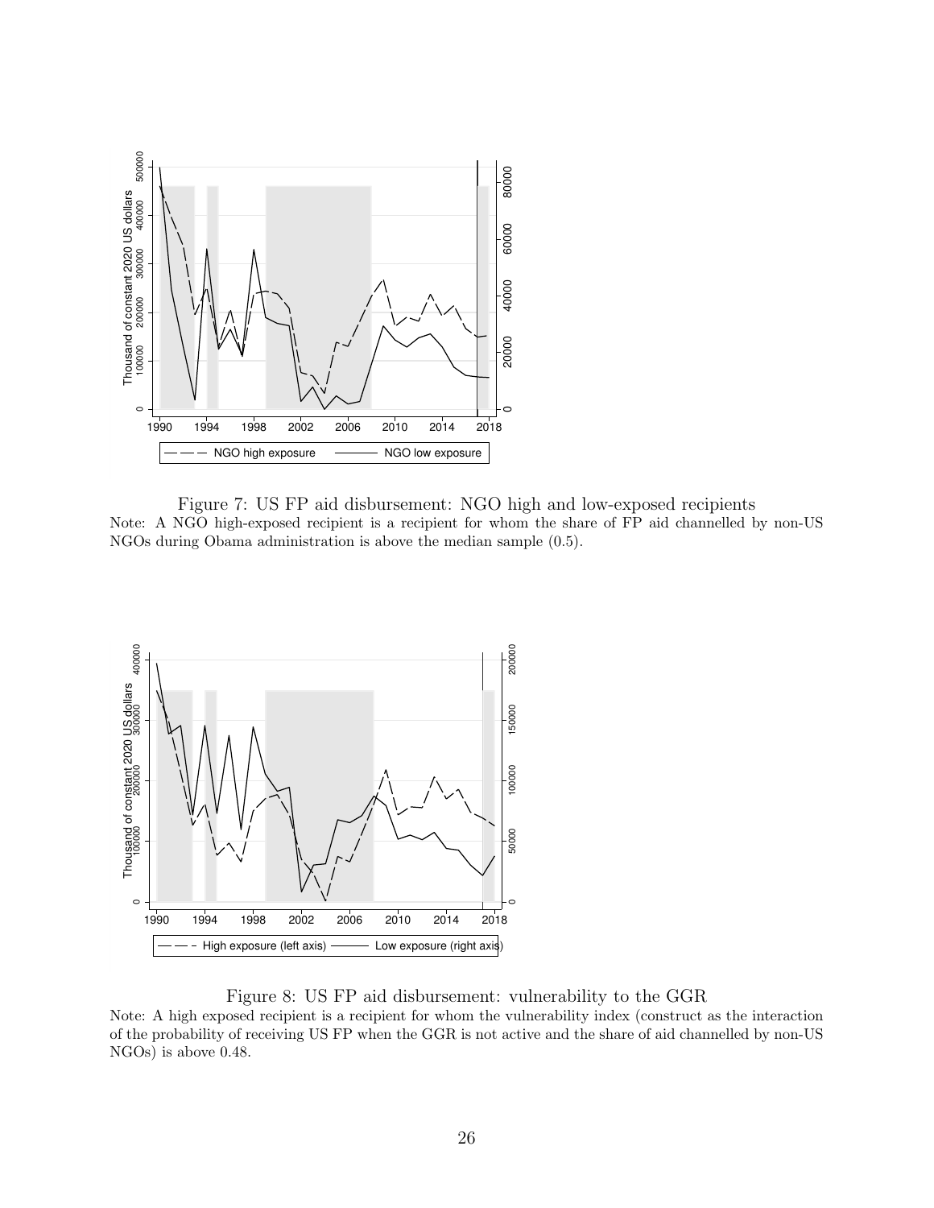Figure 7: US FP aid disbursement: NGO high and low-exposed recipients

Note: A NGO high-exposed recipient is a recipient for whom the share of FP aid channelled by non-US NGOs during Obama administration is above the median sample (0.5).

Figure 8: US FP aid disbursement: vulnerability to the GGR

Note: A high exposed recipient is a recipient for whom the vulnerability index (construct as the interaction of the probability of receiving US FP when the GGR is not active and the share of aid channelled by non-US NGOs) is above 0.48.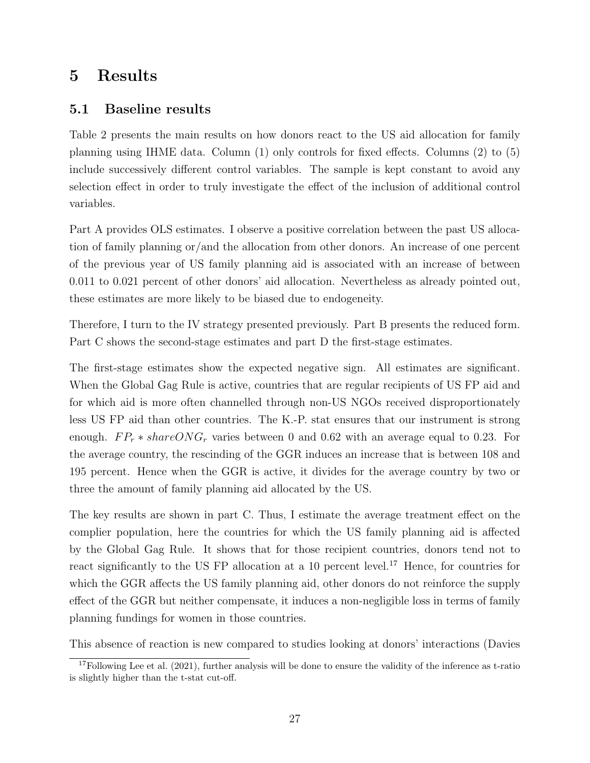# 5 Results

## 5.1 Baseline results

Table 2 presents the main results on how donors react to the US aid allocation for family planning using IHME data. Column (1) only controls for fixed effects. Columns (2) to (5) include successively different control variables. The sample is kept constant to avoid any selection effect in order to truly investigate the effect of the inclusion of additional control variables.

Part A provides OLS estimates. I observe a positive correlation between the past US allocation of family planning or/and the allocation from other donors. An increase of one percent of the previous year of US family planning aid is associated with an increase of between 0.011 to 0.021 percent of other donors' aid allocation. Nevertheless as already pointed out, these estimates are more likely to be biased due to endogeneity.

Therefore, I turn to the IV strategy presented previously. Part B presents the reduced form. Part C shows the second-stage estimates and part D the first-stage estimates.

The first-stage estimates show the expected negative sign. All estimates are significant. When the Global Gag Rule is active, countries that are regular recipients of US FP aid and for which aid is more often channelled through non-US NGOs received disproportionately less US FP aid than other countries. The K.-P. stat ensures that our instrument is strong enough. $FP_r * shareONG_r$ varies between 0 and 0.62 with an average equal to 0.23. For the average country, the rescinding of the GGR induces an increase that is between 108 and 195 percent. Hence when the GGR is active, it divides for the average country by two or three the amount of family planning aid allocated by the US.

The key results are shown in part C. Thus, I estimate the average treatment effect on the complier population, here the countries for which the US family planning aid is affected by the Global Gag Rule. It shows that for those recipient countries, donors tend not to react significantly to the US FP allocation at a 10 percent level.[17] Hence, for countries for which the GGR affects the US family planning aid, other donors do not reinforce the supply effect of the GGR but neither compensate, it induces a non-negligible loss in terms of family planning fundings for women in those countries.

This absence of reaction is new compared to studies looking at donors' interactions (Davies

[17] Following Lee et al. (2021), further analysis will be done to ensure the validity of the inference as t-ratio is slightly higher than the t-stat cut-off.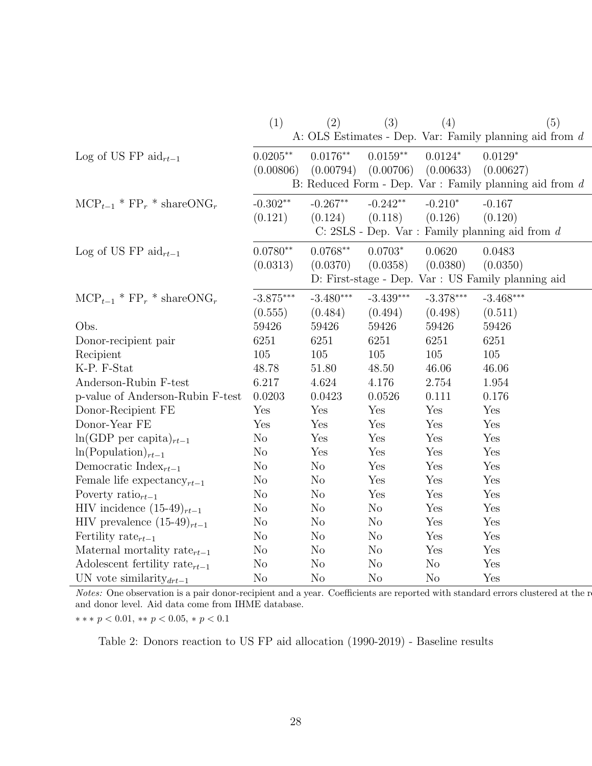| | (1) | (2) | (3) | (4) | (5) |
|---|---|---|---|---|---|
| | A: OLS Estimates - Dep. Var: Family planning aid from $d$ | | | | |
| Log of US FP aid$_{rt-1}$ | 0.0205** | 0.0176** | 0.0159** | 0.0124* | 0.0129* |
| | (0.00806) | (0.00794) | (0.00706) | (0.00633) | (0.00627) |
| | B: Reduced Form - Dep. Var : Family planning aid from $d$ | | | | |
| MCP$_{t-1}$ * FP$_r$ * shareONG$_r$ | -0.302** | -0.267** | -0.242** | -0.210* | -0.167 |
| | (0.121) | (0.124) | (0.118) | (0.126) | (0.120) |
| | C: 2SLS - Dep. Var : Family planning aid from $d$ | | | | |
| Log of US FP aid$_{rt-1}$ | 0.0780** | 0.0768** | 0.0703* | 0.0620 | 0.0483 |
| | (0.0313) | (0.0370) | (0.0358) | (0.0380) | (0.0350) |
| | D: First-stage - Dep. Var : US Family planning aid | | | | |
| MCP$_{t-1}$ * FP$_r$ * shareONG$_r$ | -3.875*** | -3.480*** | -3.439*** | -3.378*** | -3.468*** |
| | (0.555) | (0.484) | (0.494) | (0.498) | (0.511) |
| Obs. | 59426 | 59426 | 59426 | 59426 | 59426 |
| Donor-recipient pair | 6251 | 6251 | 6251 | 6251 | 6251 |
| Recipient | 105 | 105 | 105 | 105 | 105 |
| K-P. F-Stat | 48.78 | 51.80 | 48.50 | 46.06 | 46.06 |
| Anderson-Rubin F-test | 6.217 | 4.624 | 4.176 | 2.754 | 1.954 |
| p-value of Anderson-Rubin F-test | 0.0203 | 0.0423 | 0.0526 | 0.111 | 0.176 |
| Donor-Recipient FE | Yes | Yes | Yes | Yes | Yes |
| Donor-Year FE | Yes | Yes | Yes | Yes | Yes |
| ln(GDP per capita)$_{rt-1}$ | No | Yes | Yes | Yes | Yes |
| ln(Population)$_{rt-1}$ | No | Yes | Yes | Yes | Yes |
| Democratic Index$_{rt-1}$ | No | No | Yes | Yes | Yes |
| Female life expectancy$_{rt-1}$ | No | No | Yes | Yes | Yes |
| Poverty ratio$_{rt-1}$ | No | No | Yes | Yes | Yes |
| HIV incidence (15-49)$_{rt-1}$ | No | No | No | Yes | Yes |
| HIV prevalence (15-49)$_{rt-1}$ | No | No | No | Yes | Yes |
| Fertility rate$_{rt-1}$ | No | No | No | Yes | Yes |
| Maternal mortality rate$_{rt-1}$ | No | No | No | Yes | Yes |
| Adolescent fertility rate$_{rt-1}$ | No | No | No | No | Yes |
| UN vote similarity$_{drt-1}$ | No | No | No | No | Yes |

*Notes:* One observation is a pair donor-recipient and a year. Coefficients are reported with standard errors clustered at the re and donor level. Aid data come from IHME database.

*** $p < 0.01$, ** $p < 0.05$, * $p < 0.1$

Table 2: Donors reaction to US FP aid allocation (1990-2019) - Baseline results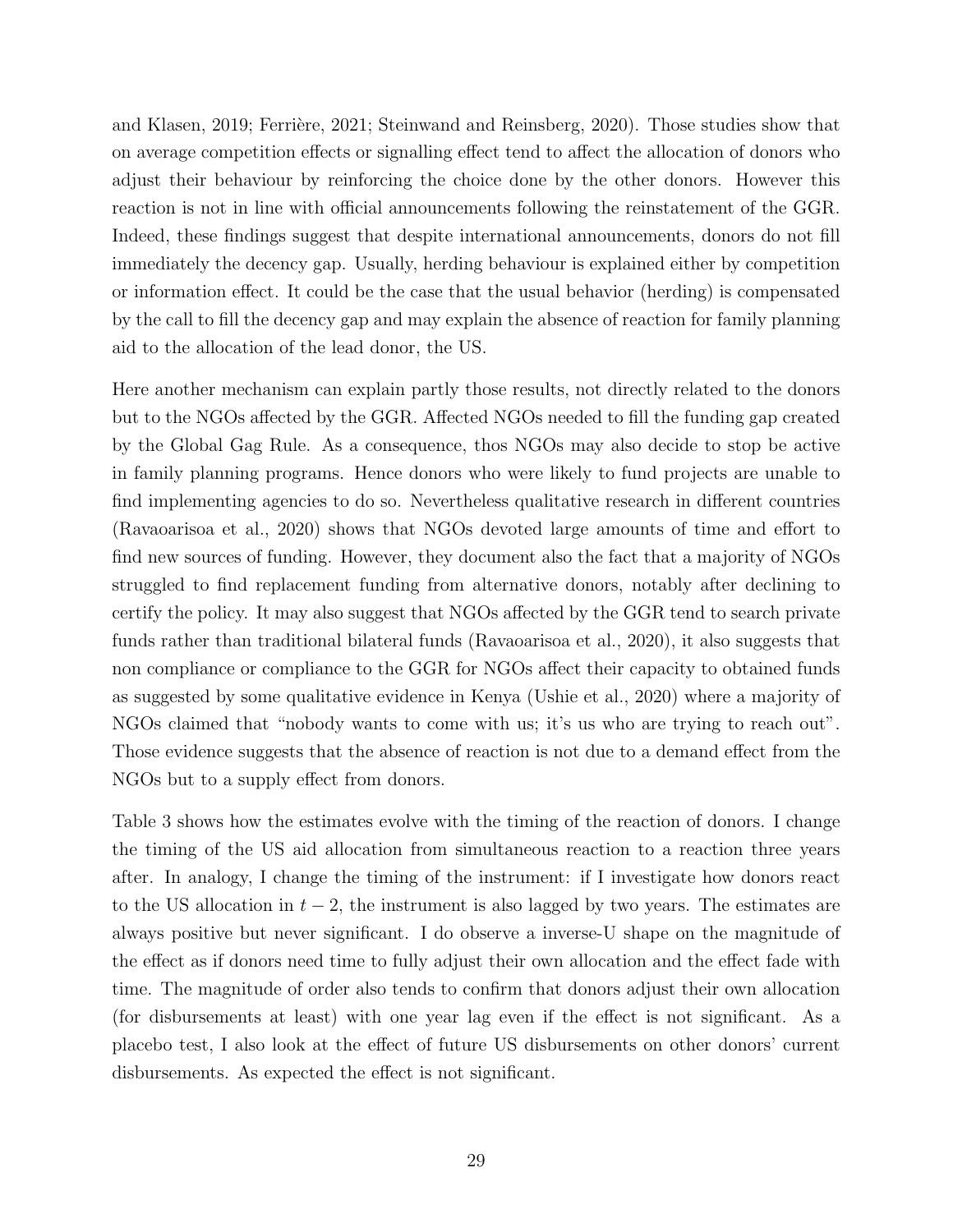and Klasen, 2019; Ferrière, 2021; Steinwand and Reinsberg, 2020). Those studies show that on average competition effects or signalling effect tend to affect the allocation of donors who adjust their behaviour by reinforcing the choice done by the other donors. However this reaction is not in line with official announcements following the reinstatement of the GGR. Indeed, these findings suggest that despite international announcements, donors do not fill immediately the decency gap. Usually, herding behaviour is explained either by competition or information effect. It could be the case that the usual behavior (herding) is compensated by the call to fill the decency gap and may explain the absence of reaction for family planning aid to the allocation of the lead donor, the US.

Here another mechanism can explain partly those results, not directly related to the donors but to the NGOs affected by the GGR. Affected NGOs needed to fill the funding gap created by the Global Gag Rule. As a consequence, thos NGOs may also decide to stop be active in family planning programs. Hence donors who were likely to fund projects are unable to find implementing agencies to do so. Nevertheless qualitative research in different countries (Ravaoarisoa et al., 2020) shows that NGOs devoted large amounts of time and effort to find new sources of funding. However, they document also the fact that a majority of NGOs struggled to find replacement funding from alternative donors, notably after declining to certify the policy. It may also suggest that NGOs affected by the GGR tend to search private funds rather than traditional bilateral funds (Ravaoarisoa et al., 2020), it also suggests that non compliance or compliance to the GGR for NGOs affect their capacity to obtained funds as suggested by some qualitative evidence in Kenya (Ushie et al., 2020) where a majority of NGOs claimed that "nobody wants to come with us; it's us who are trying to reach out". Those evidence suggests that the absence of reaction is not due to a demand effect from the NGOs but to a supply effect from donors.

Table 3 shows how the estimates evolve with the timing of the reaction of donors. I change the timing of the US aid allocation from simultaneous reaction to a reaction three years after. In analogy, I change the timing of the instrument: if I investigate how donors react to the US allocation in $t-2$, the instrument is also lagged by two years. The estimates are always positive but never significant. I do observe a inverse-U shape on the magnitude of the effect as if donors need time to fully adjust their own allocation and the effect fade with time. The magnitude of order also tends to confirm that donors adjust their own allocation (for disbursements at least) with one year lag even if the effect is not significant. As a placebo test, I also look at the effect of future US disbursements on other donors' current disbursements. As expected the effect is not significant.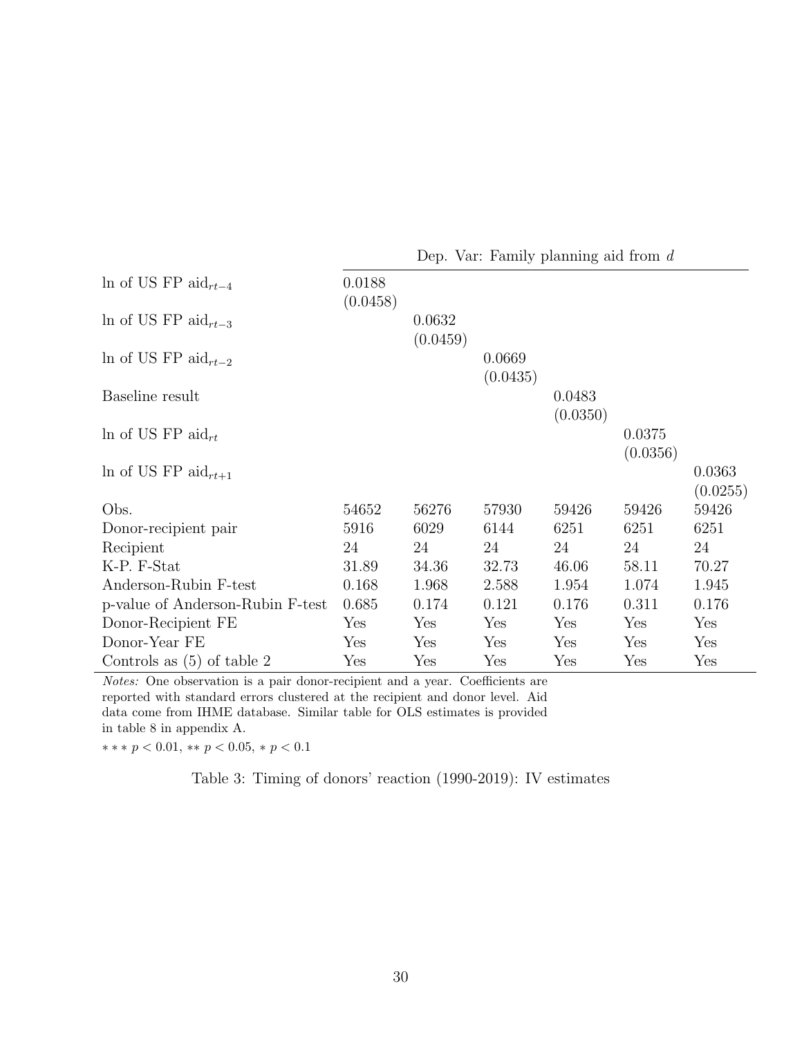| | Dep. Var: Family planning aid from $d$ | | | | | |
|---|---|---|---|---|---|---|
| ln of US FP aid$_{rt-4}$ | 0.0188 | | | | | |
| | (0.0458) | | | | | |
| ln of US FP aid$_{rt-3}$ | | 0.0632 | | | | |
| | | (0.0459) | | | | |
| ln of US FP aid$_{rt-2}$ | | | 0.0669 | | | |
| | | | (0.0435) | | | |
| Baseline result | | | | 0.0483 | | |
| | | | | (0.0350) | | |
| ln of US FP aid$_{rt}$ | | | | | 0.0375 | |
| | | | | | (0.0356) | |
| ln of US FP aid$_{rt+1}$ | | | | | | 0.0363 |
| | | | | | | (0.0255) |
| Obs. | 54652 | 56276 | 57930 | 59426 | 59426 | 59426 |
| Donor-recipient pair | 5916 | 6029 | 6144 | 6251 | 6251 | 6251 |
| Recipient | 24 | 24 | 24 | 24 | 24 | 24 |
| K-P. F-Stat | 31.89 | 34.36 | 32.73 | 46.06 | 58.11 | 70.27 |
| Anderson-Rubin F-test | 0.168 | 1.968 | 2.588 | 1.954 | 1.074 | 1.945 |
| p-value of Anderson-Rubin F-test | 0.685 | 0.174 | 0.121 | 0.176 | 0.311 | 0.176 |
| Donor-Recipient FE | Yes | Yes | Yes | Yes | Yes | Yes |
| Donor-Year FE | Yes | Yes | Yes | Yes | Yes | Yes |
| Controls as (5) of table 2 | Yes | Yes | Yes | Yes | Yes | Yes |

*Notes:* One observation is a pair donor-recipient and a year. Coefficients are reported with standard errors clustered at the recipient and donor level. Aid data come from IHME database. Similar table for OLS estimates is provided in table 8 in appendix A.

$*** \ p < 0.01$, $** \ p < 0.05$, $* \ p < 0.1$

Table 3: Timing of donors' reaction (1990-2019): IV estimates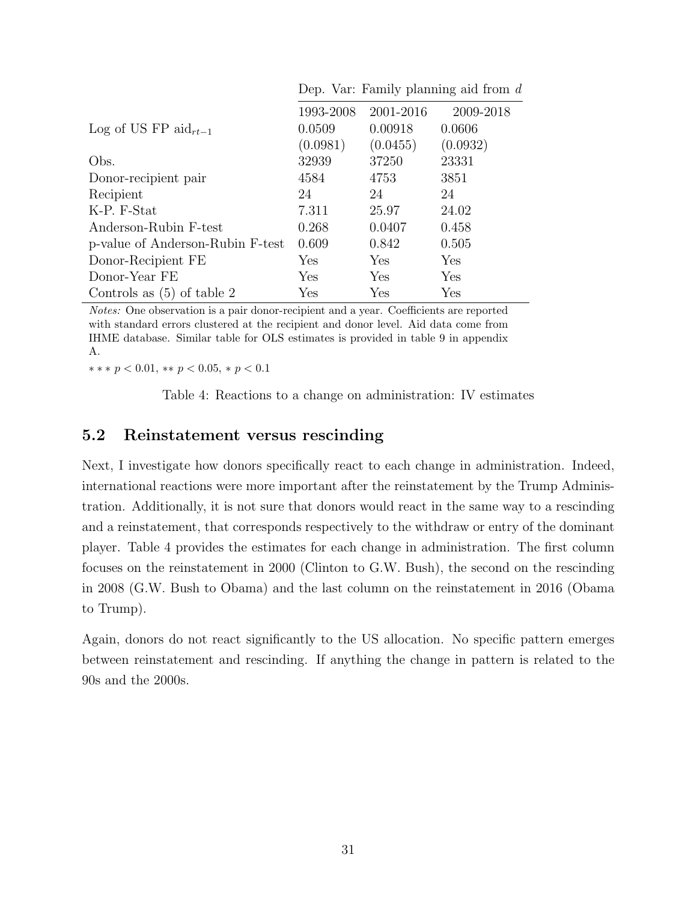| | Dep. Var: Family planning aid from $d$ | | |
|---|---|---|---|
| | 1993-2008 | 2001-2016 | 2009-2018 |
| Log of US FP aid$_{rt-1}$ | 0.0509 | 0.00918 | 0.0606 |
| | (0.0981) | (0.0455) | (0.0932) |
| Obs. | 32939 | 37250 | 23331 |
| Donor-recipient pair | 4584 | 4753 | 3851 |
| Recipient | 24 | 24 | 24 |
| K-P. F-Stat | 7.311 | 25.97 | 24.02 |
| Anderson-Rubin F-test | 0.268 | 0.0407 | 0.458 |
| p-value of Anderson-Rubin F-test | 0.609 | 0.842 | 0.505 |
| Donor-Recipient FE | Yes | Yes | Yes |
| Donor-Year FE | Yes | Yes | Yes |
| Controls as (5) of table 2 | Yes | Yes | Yes |

*Notes:* One observation is a pair donor-recipient and a year. Coefficients are reported with standard errors clustered at the recipient and donor level. Aid data come from IHME database. Similar table for OLS estimates is provided in table 9 in appendix A.

$***\ p < 0.01$, $**\ p < 0.05$, $*\ p < 0.1$

Table 4: Reactions to a change on administration: IV estimates

## 5.2 Reinstatement versus rescinding

Next, I investigate how donors specifically react to each change in administration. Indeed, international reactions were more important after the reinstatement by the Trump Administration. Additionally, it is not sure that donors would react in the same way to a rescinding and a reinstatement, that corresponds respectively to the withdraw or entry of the dominant player. Table 4 provides the estimates for each change in administration. The first column focuses on the reinstatement in 2000 (Clinton to G.W. Bush), the second on the rescinding in 2008 (G.W. Bush to Obama) and the last column on the reinstatement in 2016 (Obama to Trump).

Again, donors do not react significantly to the US allocation. No specific pattern emerges between reinstatement and rescinding. If anything the change in pattern is related to the 90s and the 2000s.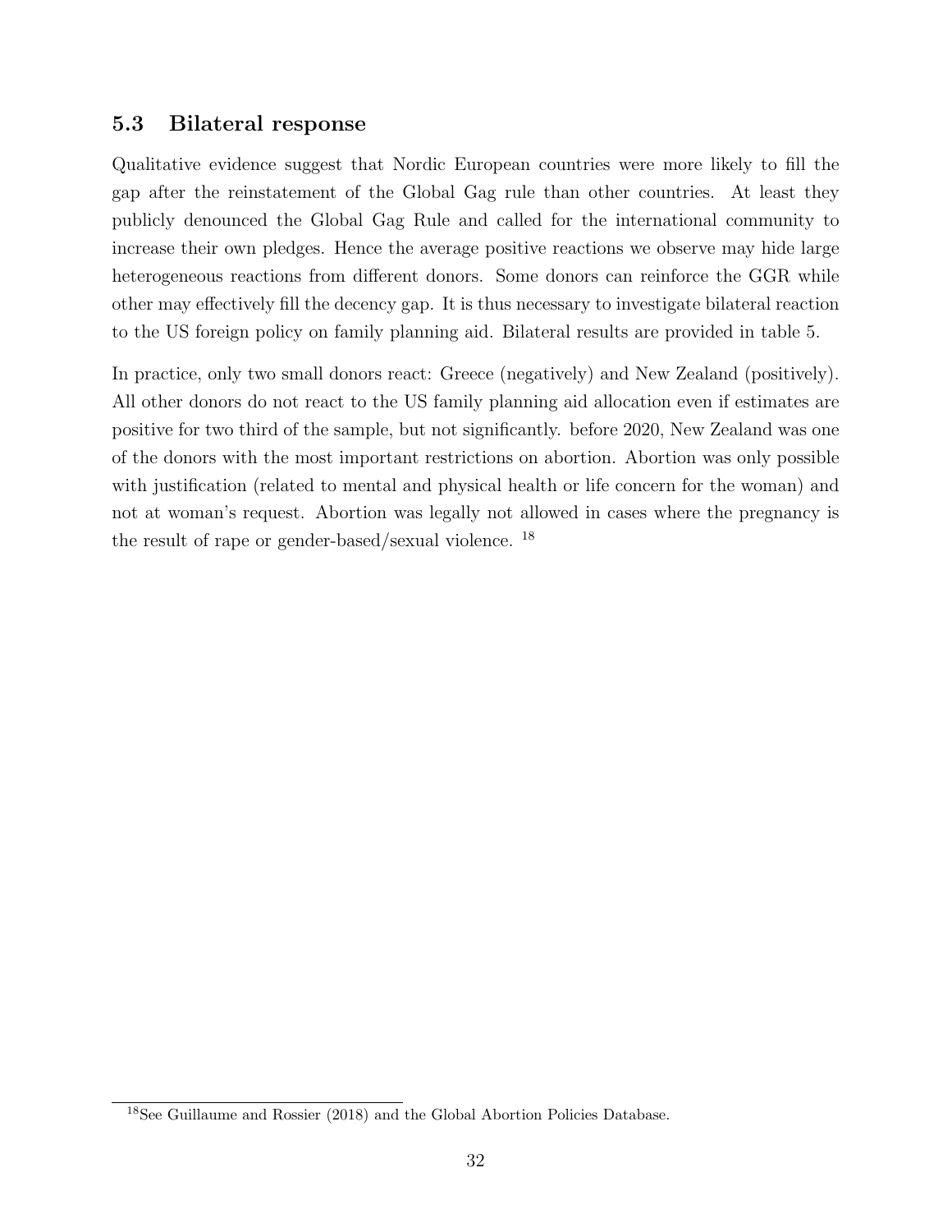### 5.3 Bilateral response

Qualitative evidence suggest that Nordic European countries were more likely to fill the gap after the reinstatement of the Global Gag rule than other countries. At least they publicly denounced the Global Gag Rule and called for the international community to increase their own pledges. Hence the average positive reactions we observe may hide large heterogeneous reactions from different donors. Some donors can reinforce the GGR while other may effectively fill the decency gap. It is thus necessary to investigate bilateral reaction to the US foreign policy on family planning aid. Bilateral results are provided in table 5.

In practice, only two small donors react: Greece (negatively) and New Zealand (positively). All other donors do not react to the US family planning aid allocation even if estimates are positive for two third of the sample, but not significantly. before 2020, New Zealand was one of the donors with the most important restrictions on abortion. Abortion was only possible with justification (related to mental and physical health or life concern for the woman) and not at woman's request. Abortion was legally not allowed in cases where the pregnancy is the result of rape or gender-based/sexual violence. [18]

[18] See Guillaume and Rossier (2018) and the Global Abortion Policies Database.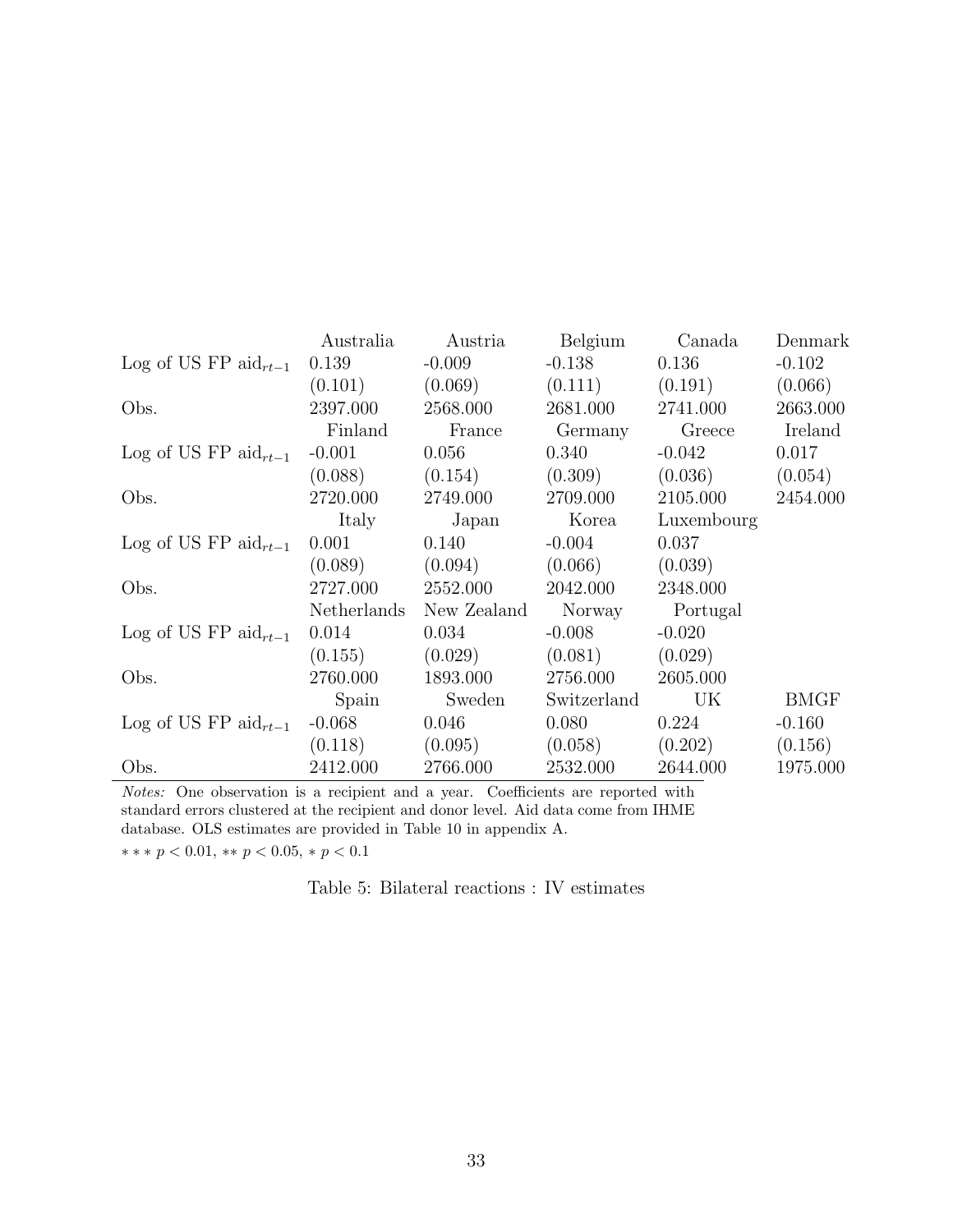| | Australia | Austria | Belgium | Canada | Denmark |
|---|---|---|---|---|---|
| Log of US FP aid$_{rt-1}$ | 0.139 | -0.009 | -0.138 | 0.136 | -0.102 |
| | (0.101) | (0.069) | (0.111) | (0.191) | (0.066) |
| Obs. | 2397.000 | 2568.000 | 2681.000 | 2741.000 | 2663.000 |
| | Finland | France | Germany | Greece | Ireland |
| Log of US FP aid$_{rt-1}$ | -0.001 | 0.056 | 0.340 | -0.042 | 0.017 |
| | (0.088) | (0.154) | (0.309) | (0.036) | (0.054) |
| Obs. | 2720.000 | 2749.000 | 2709.000 | 2105.000 | 2454.000 |
| | Italy | Japan | Korea | Luxembourg | |
| Log of US FP aid$_{rt-1}$ | 0.001 | 0.140 | -0.004 | 0.037 | |
| | (0.089) | (0.094) | (0.066) | (0.039) | |
| Obs. | 2727.000 | 2552.000 | 2042.000 | 2348.000 | |
| | Netherlands | New Zealand | Norway | Portugal | |
| Log of US FP aid$_{rt-1}$ | 0.014 | 0.034 | -0.008 | -0.020 | |
| | (0.155) | (0.029) | (0.081) | (0.029) | |
| Obs. | 2760.000 | 1893.000 | 2756.000 | 2605.000 | |
| | Spain | Sweden | Switzerland | UK | BMGF |
| Log of US FP aid$_{rt-1}$ | -0.068 | 0.046 | 0.080 | 0.224 | -0.160 |
| | (0.118) | (0.095) | (0.058) | (0.202) | (0.156) |
| Obs. | 2412.000 | 2766.000 | 2532.000 | 2644.000 | 1975.000 |

*Notes:* One observation is a recipient and a year. Coefficients are reported with standard errors clustered at the recipient and donor level. Aid data come from IHME database. OLS estimates are provided in Table 10 in appendix A.

$*** \, p < 0.01$, $** \, p < 0.05$, $* \, p < 0.1$

Table 5: Bilateral reactions : IV estimates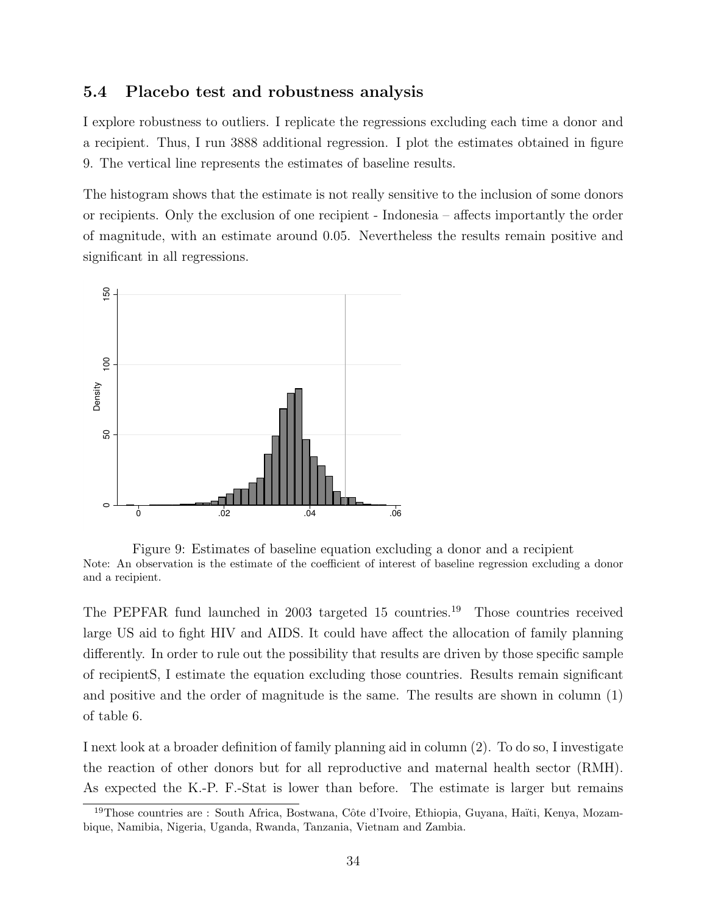### 5.4 Placebo test and robustness analysis

I explore robustness to outliers. I replicate the regressions excluding each time a donor and a recipient. Thus, I run 3888 additional regression. I plot the estimates obtained in figure 9. The vertical line represents the estimates of baseline results.

The histogram shows that the estimate is not really sensitive to the inclusion of some donors or recipients. Only the exclusion of one recipient - Indonesia – affects importantly the order of magnitude, with an estimate around 0.05. Nevertheless the results remain positive and significant in all regressions.

Figure 9: Estimates of baseline equation excluding a donor and a recipient
Note: An observation is the estimate of the coefficient of interest of baseline regression excluding a donor and a recipient.

The PEPFAR fund launched in 2003 targeted 15 countries.[19] Those countries received large US aid to fight HIV and AIDS. It could have affect the allocation of family planning differently. In order to rule out the possibility that results are driven by those specific sample of recipientS, I estimate the equation excluding those countries. Results remain significant and positive and the order of magnitude is the same. The results are shown in column (1) of table 6.

I next look at a broader definition of family planning aid in column (2). To do so, I investigate the reaction of other donors but for all reproductive and maternal health sector (RMH). As expected the K.-P. F.-Stat is lower than before. The estimate is larger but remains

[19] Those countries are : South Africa, Bostwana, Côte d'Ivoire, Ethiopia, Guyana, Haïti, Kenya, Mozambique, Namibia, Nigeria, Uganda, Rwanda, Tanzania, Vietnam and Zambia.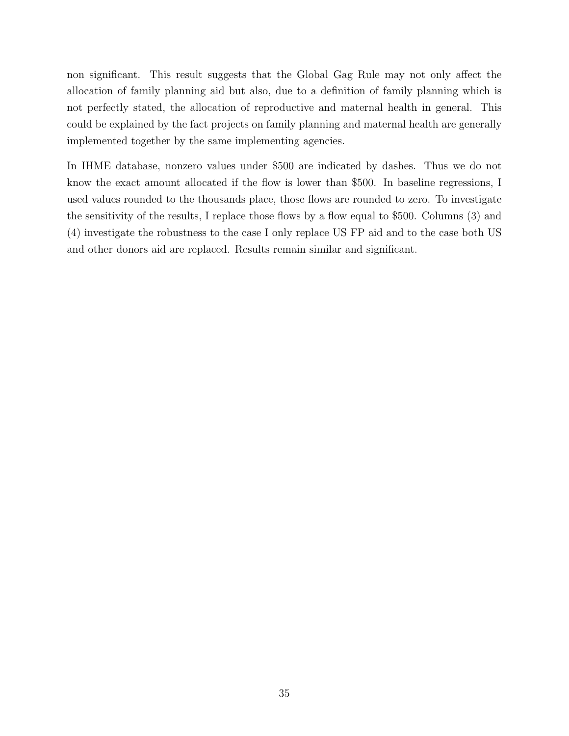non significant. This result suggests that the Global Gag Rule may not only affect the allocation of family planning aid but also, due to a definition of family planning which is not perfectly stated, the allocation of reproductive and maternal health in general. This could be explained by the fact projects on family planning and maternal health are generally implemented together by the same implementing agencies.

In IHME database, nonzero values under $500 are indicated by dashes. Thus we do not know the exact amount allocated if the flow is lower than $500. In baseline regressions, I used values rounded to the thousands place, those flows are rounded to zero. To investigate the sensitivity of the results, I replace those flows by a flow equal to $500. Columns (3) and (4) investigate the robustness to the case I only replace US FP aid and to the case both US and other donors aid are replaced. Results remain similar and significant.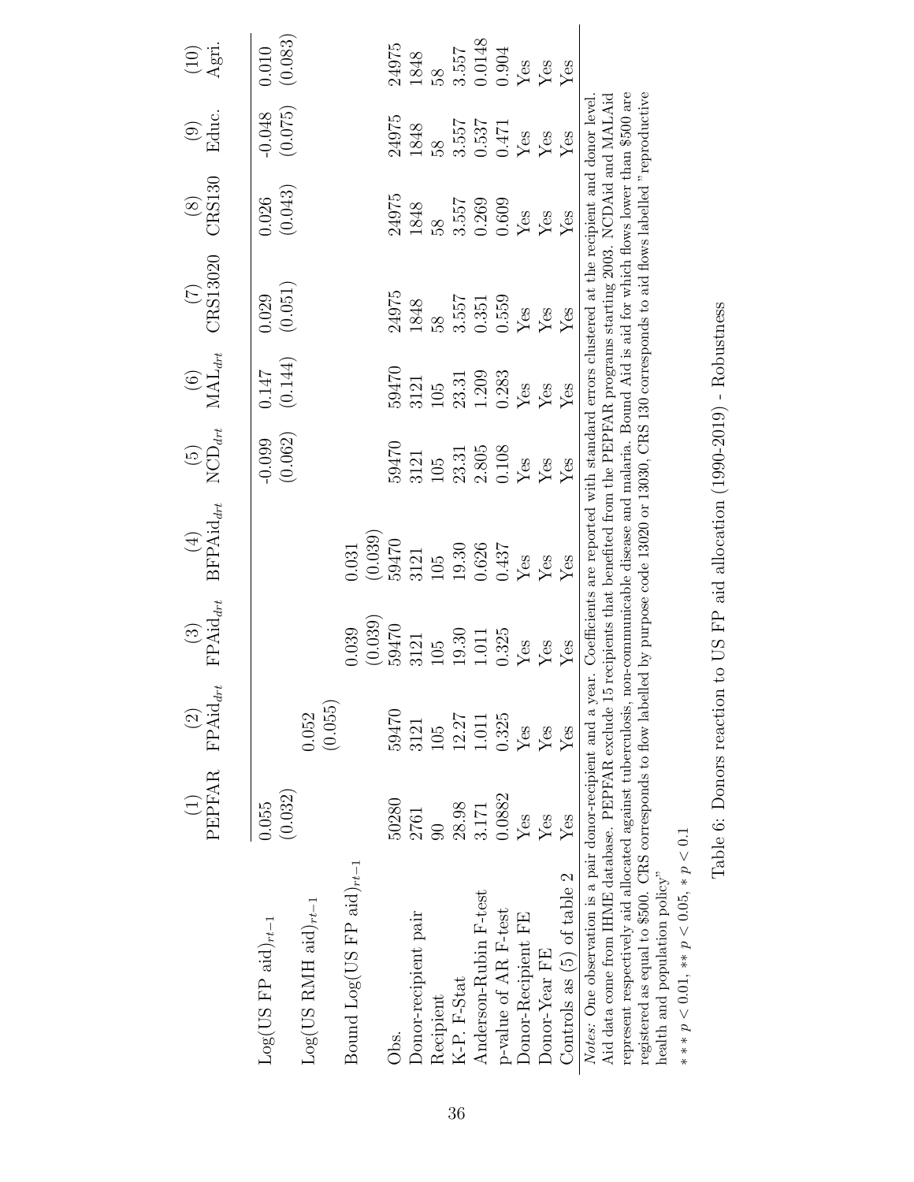| | (1) PEPFAR | (2) $\text{FPAid}_{drt}$ | (3) $\text{FPAid}_{drt}$ | (4) $\text{BFPAid}_{drt}$ | (5) $\text{NCD}_{drt}$ | (6) $\text{MAL}_{drt}$ | (7) CRS13020 | (8) CRS130 | (9) Educ. | (10) Agri. |
|---|---|---|---|---|---|---|---|---|---|---|
| Log(US FP aid)$_{rt-1}$ | 0.055 | | | | -0.099 | 0.147 | 0.029 | 0.026 | -0.048 | 0.010 |
| | (0.032) | | | | (0.062) | (0.144) | (0.051) | (0.043) | (0.075) | (0.083) |
| Log(US RMH aid)$_{rt-1}$ | | 0.052 | | | | | | | | |
| | | (0.055) | | | | | | | | |
| Bound Log(US FP aid)$_{rt-1}$ | | | 0.039 | 0.031 | | | | | | |
| | | | (0.039) | (0.039) | | | | | | |
| Obs. | 50280 | 59470 | 59470 | 59470 | 59470 | 59470 | 24975 | 24975 | 24975 | 24975 |
| Donor-recipient pair | 2761 | 3121 | 3121 | 3121 | 3121 | 3121 | 1848 | 1848 | 1848 | 1848 |
| Recipient | 90 | 105 | 105 | 105 | 105 | 105 | 58 | 58 | 58 | 58 |
| K-P. F-Stat | 28.98 | 12.27 | 19.30 | 19.30 | 23.31 | 23.31 | 3.557 | 3.557 | 3.557 | 3.557 |
| Anderson-Rubin F-test | 3.171 | 1.011 | 1.011 | 0.626 | 2.805 | 1.209 | 0.351 | 0.269 | 0.537 | 0.0148 |
| p-value of AR F-test | 0.0882 | 0.325 | 0.325 | 0.437 | 0.108 | 0.283 | 0.559 | 0.609 | 0.471 | 0.904 |
| Donor-Recipient FE | Yes | Yes | Yes | Yes | Yes | Yes | Yes | Yes | Yes | Yes |
| Donor-Year FE | Yes | Yes | Yes | Yes | Yes | Yes | Yes | Yes | Yes | Yes |
| Controls as (5) of table 2 | Yes | Yes | Yes | Yes | Yes | Yes | Yes | Yes | Yes | Yes |

*Notes*: One observation is a pair donor-recipient and a year. Coefficients are reported with standard errors clustered at the recipient and donor level. Aid data come from IHME database. PEPFAR exclude 15 recipients that benefited from the PEPFAR programs starting 2003. NCDAid and MALAid represent respectively aid allocated against tuberculosis, non-communicable disease and malaria. Bound Aid is aid for which flows lower than \$500 are registered as equal to \$500. CRS corresponds to flow labelled by purpose code 13020 or 13030, CRS 130 corresponds to aid flows labelled "reproductive health and population policy"

$*** p < 0.01$, $** p < 0.05$, $* p < 0.1$

Table 6: Donors reaction to US FP aid allocation (1990-2019) - Robustness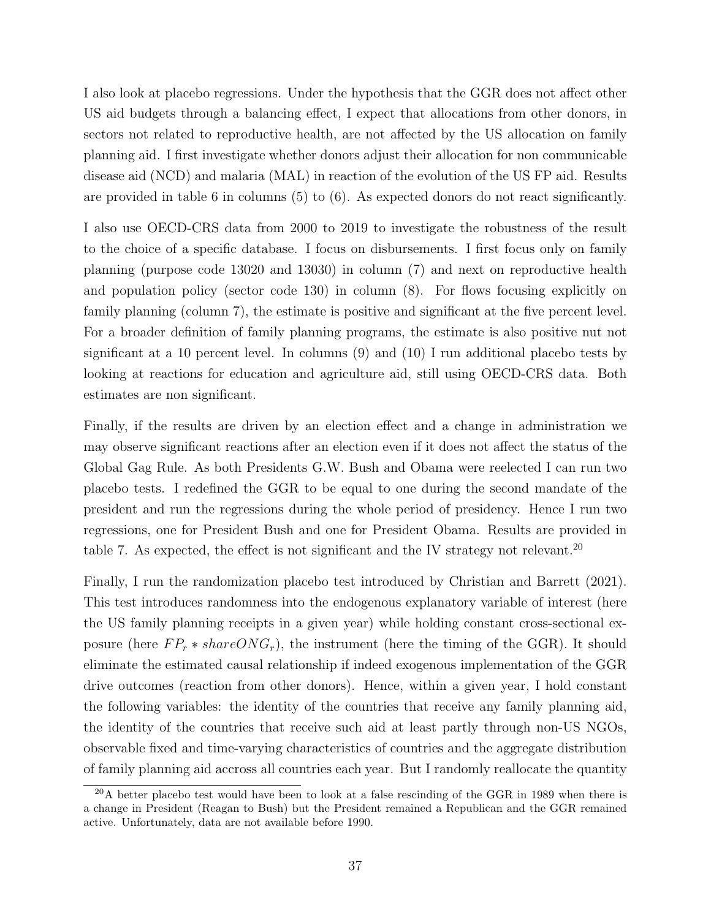I also look at placebo regressions. Under the hypothesis that the GGR does not affect other US aid budgets through a balancing effect, I expect that allocations from other donors, in sectors not related to reproductive health, are not affected by the US allocation on family planning aid. I first investigate whether donors adjust their allocation for non communicable disease aid (NCD) and malaria (MAL) in reaction of the evolution of the US FP aid. Results are provided in table 6 in columns (5) to (6). As expected donors do not react significantly.

I also use OECD-CRS data from 2000 to 2019 to investigate the robustness of the result to the choice of a specific database. I focus on disbursements. I first focus only on family planning (purpose code 13020 and 13030) in column (7) and next on reproductive health and population policy (sector code 130) in column (8). For flows focusing explicitly on family planning (column 7), the estimate is positive and significant at the five percent level. For a broader definition of family planning programs, the estimate is also positive nut not significant at a 10 percent level. In columns (9) and (10) I run additional placebo tests by looking at reactions for education and agriculture aid, still using OECD-CRS data. Both estimates are non significant.

Finally, if the results are driven by an election effect and a change in administration we may observe significant reactions after an election even if it does not affect the status of the Global Gag Rule. As both Presidents G.W. Bush and Obama were reelected I can run two placebo tests. I redefined the GGR to be equal to one during the second mandate of the president and run the regressions during the whole period of presidency. Hence I run two regressions, one for President Bush and one for President Obama. Results are provided in table 7. As expected, the effect is not significant and the IV strategy not relevant.[20]

Finally, I run the randomization placebo test introduced by Christian and Barrett (2021). This test introduces randomness into the endogenous explanatory variable of interest (here the US family planning receipts in a given year) while holding constant cross-sectional exposure (here $FP_r * shareONG_r$), the instrument (here the timing of the GGR). It should eliminate the estimated causal relationship if indeed exogenous implementation of the GGR drive outcomes (reaction from other donors). Hence, within a given year, I hold constant the following variables: the identity of the countries that receive any family planning aid, the identity of the countries that receive such aid at least partly through non-US NGOs, observable fixed and time-varying characteristics of countries and the aggregate distribution of family planning aid accross all countries each year. But I randomly reallocate the quantity

[20] A better placebo test would have been to look at a false rescinding of the GGR in 1989 when there is a change in President (Reagan to Bush) but the President remained a Republican and the GGR remained active. Unfortunately, data are not available before 1990.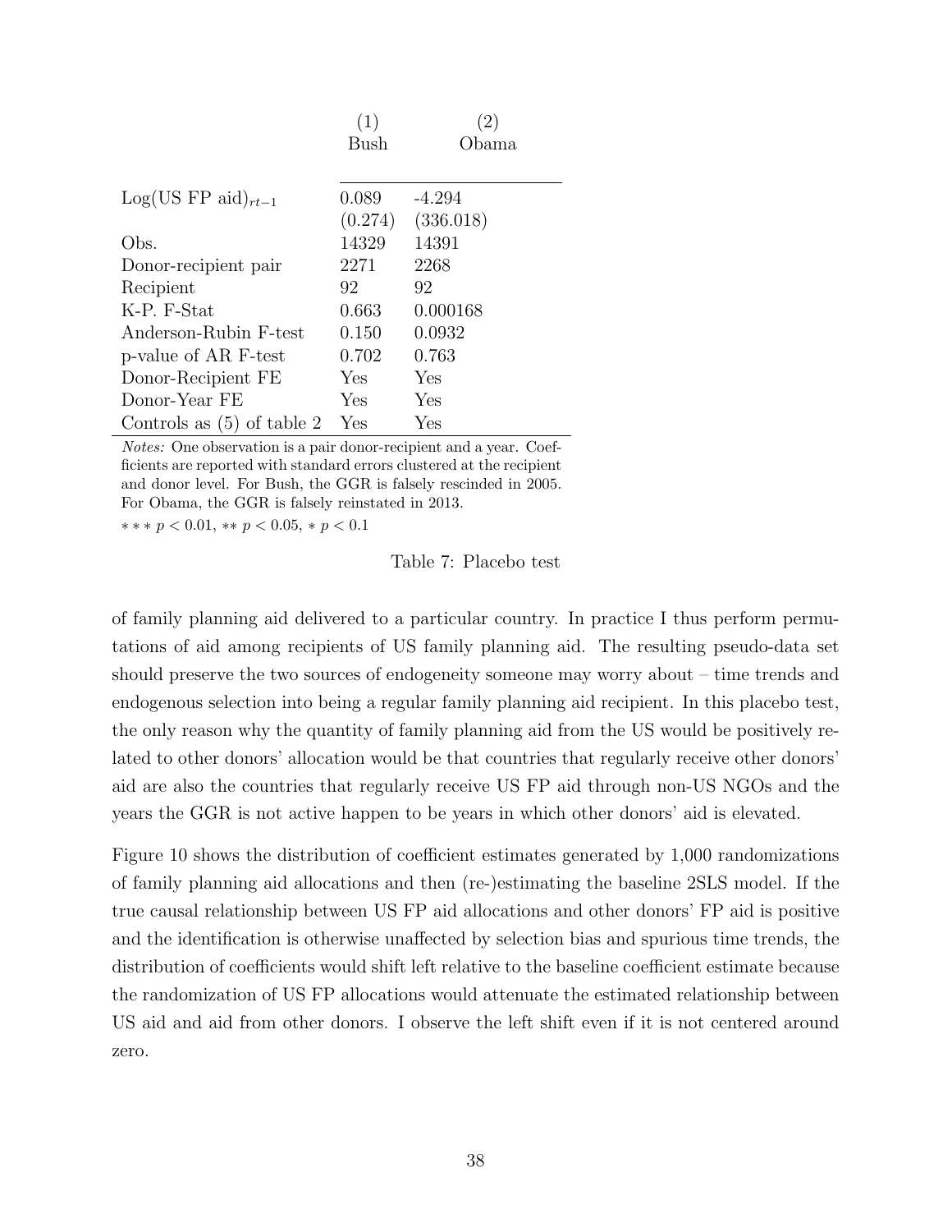|  | (1) | (2) |
|---|---|---|
|  | Bush | Obama |
| $\text{Log(US FP aid)}_{rt-1}$ | 0.089 | -4.294 |
|  | (0.274) | (336.018) |
| Obs. | 14329 | 14391 |
| Donor-recipient pair | 2271 | 2268 |
| Recipient | 92 | 92 |
| K-P. F-Stat | 0.663 | 0.000168 |
| Anderson-Rubin F-test | 0.150 | 0.0932 |
| p-value of AR F-test | 0.702 | 0.763 |
| Donor-Recipient FE | Yes | Yes |
| Donor-Year FE | Yes | Yes |
| Controls as (5) of table 2 | Yes | Yes |

*Notes:* One observation is a pair donor-recipient and a year. Coefficients are reported with standard errors clustered at the recipient and donor level. For Bush, the GGR is falsely rescinded in 2005. For Obama, the GGR is falsely reinstated in 2013.

$*** \ p < 0.01$, $** \ p < 0.05$, $* \ p < 0.1$

Table 7: Placebo test

of family planning aid delivered to a particular country. In practice I thus perform permutations of aid among recipients of US family planning aid. The resulting pseudo-data set should preserve the two sources of endogeneity someone may worry about – time trends and endogenous selection into being a regular family planning aid recipient. In this placebo test, the only reason why the quantity of family planning aid from the US would be positively related to other donors' allocation would be that countries that regularly receive other donors' aid are also the countries that regularly receive US FP aid through non-US NGOs and the years the GGR is not active happen to be years in which other donors' aid is elevated.

Figure 10 shows the distribution of coefficient estimates generated by 1,000 randomizations of family planning aid allocations and then (re-)estimating the baseline 2SLS model. If the true causal relationship between US FP aid allocations and other donors' FP aid is positive and the identification is otherwise unaffected by selection bias and spurious time trends, the distribution of coefficients would shift left relative to the baseline coefficient estimate because the randomization of US FP allocations would attenuate the estimated relationship between US aid and aid from other donors. I observe the left shift even if it is not centered around zero.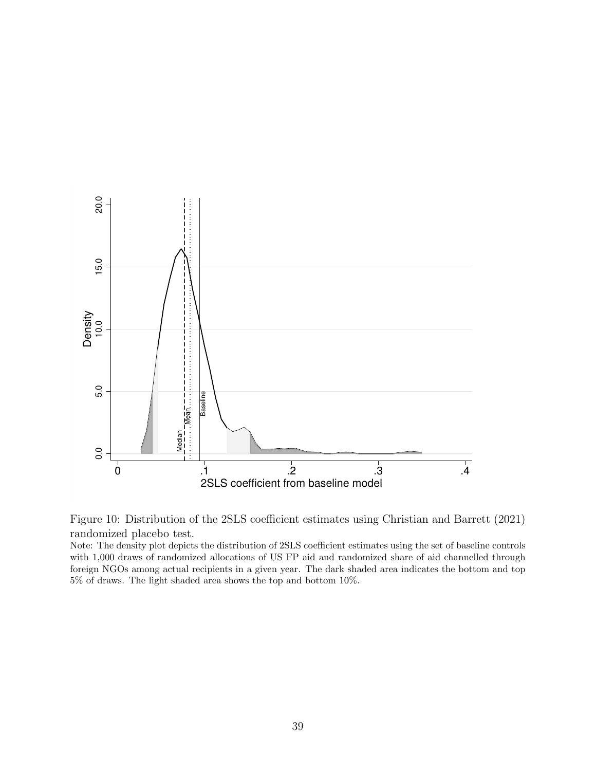Figure 10: Distribution of the 2SLS coefficient estimates using Christian and Barrett (2021) randomized placebo test.

Note: The density plot depicts the distribution of 2SLS coefficient estimates using the set of baseline controls with 1,000 draws of randomized allocations of US FP aid and randomized share of aid channelled through foreign NGOs among actual recipients in a given year. The dark shaded area indicates the bottom and top 5% of draws. The light shaded area shows the top and bottom 10%.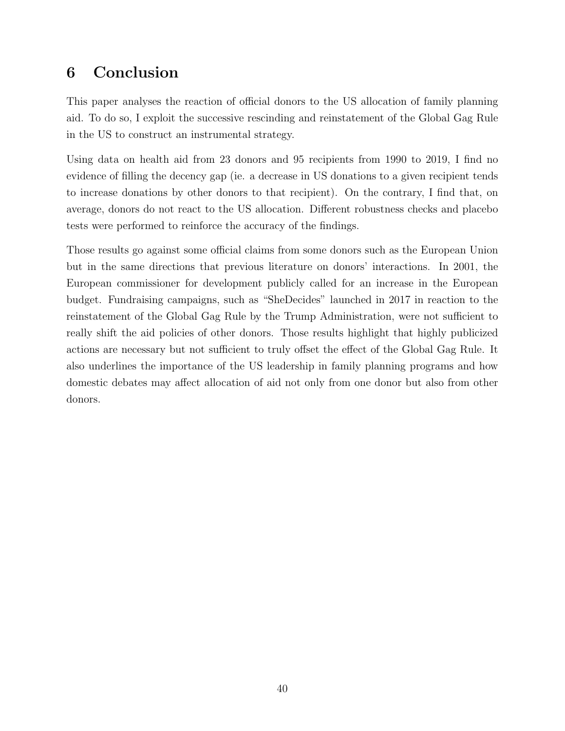# 6 Conclusion

This paper analyses the reaction of official donors to the US allocation of family planning aid. To do so, I exploit the successive rescinding and reinstatement of the Global Gag Rule in the US to construct an instrumental strategy.

Using data on health aid from 23 donors and 95 recipients from 1990 to 2019, I find no evidence of filling the decency gap (ie. a decrease in US donations to a given recipient tends to increase donations by other donors to that recipient). On the contrary, I find that, on average, donors do not react to the US allocation. Different robustness checks and placebo tests were performed to reinforce the accuracy of the findings.

Those results go against some official claims from some donors such as the European Union but in the same directions that previous literature on donors' interactions. In 2001, the European commissioner for development publicly called for an increase in the European budget. Fundraising campaigns, such as "SheDecides" launched in 2017 in reaction to the reinstatement of the Global Gag Rule by the Trump Administration, were not sufficient to really shift the aid policies of other donors. Those results highlight that highly publicized actions are necessary but not sufficient to truly offset the effect of the Global Gag Rule. It also underlines the importance of the US leadership in family planning programs and how domestic debates may affect allocation of aid not only from one donor but also from other donors.